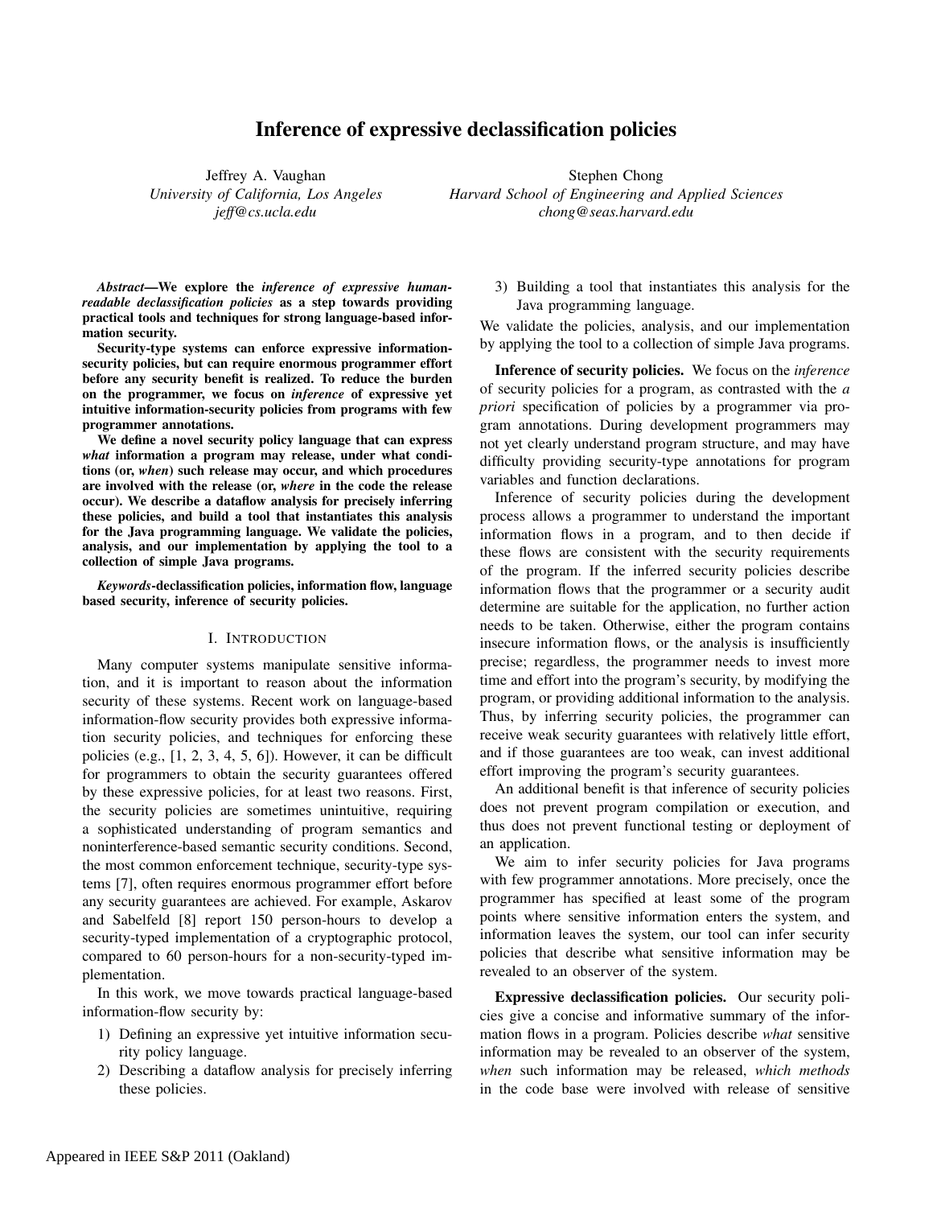# Inference of expressive declassification policies

Jeffrey A. Vaughan
*University of California, Los Angeles*
*jeff@cs.ucla.edu*

Stephen Chong
*Harvard School of Engineering and Applied Sciences*
*chong@seas.harvard.edu*

***Abstract*—We explore the *inference of expressive human-readable declassification policies* as a step towards providing practical tools and techniques for strong language-based information security.**

**Security-type systems can enforce expressive information-security policies, but can require enormous programmer effort before any security benefit is realized. To reduce the burden on the programmer, we focus on *inference* of expressive yet intuitive information-security policies from programs with few programmer annotations.**

**We define a novel security policy language that can express *what* information a program may release, under what conditions (or, *when*) such release may occur, and which procedures are involved with the release (or, *where* in the code the release occur). We describe a dataflow analysis for precisely inferring these policies, and build a tool that instantiates this analysis for the Java programming language. We validate the policies, analysis, and our implementation by applying the tool to a collection of simple Java programs.**

***Keywords*-declassification policies, information flow, language based security, inference of security policies.**

## I. Introduction

Many computer systems manipulate sensitive information, and it is important to reason about the information security of these systems. Recent work on language-based information-flow security provides both expressive information security policies, and techniques for enforcing these policies (e.g., [1, 2, 3, 4, 5, 6]). However, it can be difficult for programmers to obtain the security guarantees offered by these expressive policies, for at least two reasons. First, the security policies are sometimes unintuitive, requiring a sophisticated understanding of program semantics and noninterference-based semantic security conditions. Second, the most common enforcement technique, security-type systems [7], often requires enormous programmer effort before any security guarantees are achieved. For example, Askarov and Sabelfeld [8] report 150 person-hours to develop a security-typed implementation of a cryptographic protocol, compared to 60 person-hours for a non-security-typed implementation.

In this work, we move towards practical language-based information-flow security by:

1) Defining an expressive yet intuitive information security policy language.
2) Describing a dataflow analysis for precisely inferring these policies.
3) Building a tool that instantiates this analysis for the Java programming language.

We validate the policies, analysis, and our implementation by applying the tool to a collection of simple Java programs.

**Inference of security policies.** We focus on the *inference* of security policies for a program, as contrasted with the *a priori* specification of policies by a programmer via program annotations. During development programmers may not yet clearly understand program structure, and may have difficulty providing security-type annotations for program variables and function declarations.

Inference of security policies during the development process allows a programmer to understand the important information flows in a program, and to then decide if these flows are consistent with the security requirements of the program. If the inferred security policies describe information flows that the programmer or a security audit determine are suitable for the application, no further action needs to be taken. Otherwise, either the program contains insecure information flows, or the analysis is insufficiently precise; regardless, the programmer needs to invest more time and effort into the program's security, by modifying the program, or providing additional information to the analysis. Thus, by inferring security policies, the programmer can receive weak security guarantees with relatively little effort, and if those guarantees are too weak, can invest additional effort improving the program's security guarantees.

An additional benefit is that inference of security policies does not prevent program compilation or execution, and thus does not prevent functional testing or deployment of an application.

We aim to infer security policies for Java programs with few programmer annotations. More precisely, once the programmer has specified at least some of the program points where sensitive information enters the system, and information leaves the system, our tool can infer security policies that describe what sensitive information may be revealed to an observer of the system.

**Expressive declassification policies.** Our security policies give a concise and informative summary of the information flows in a program. Policies describe *what* sensitive information may be revealed to an observer of the system, *when* such information may be released, *which methods* in the code base were involved with release of sensitive

Appeared in IEEE S&P 2011 (Oakland)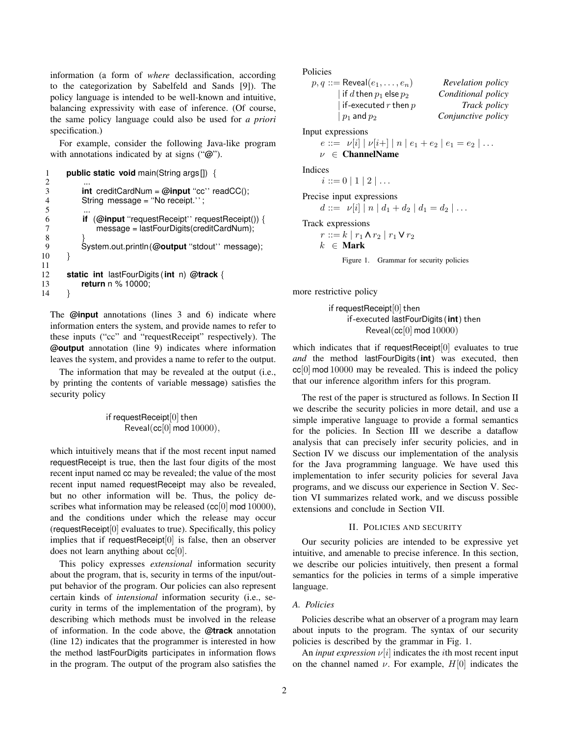information (a form of *where* declassification, according to the categorization by Sabelfeld and Sands [9]). The policy language is intended to be well-known and intuitive, balancing expressivity with ease of inference. (Of course, the same policy language could also be used for *a priori* specification.)

For example, consider the following Java-like program with annotations indicated by at signs ("@").

```
1    public static void main(String args[]) {
2        ...
3        int creditCardNum = @input "cc" readCC();
4        String message = "No receipt.";
5        ...
6        if (@input "requestReceipt" requestReceipt()) {
7            message = lastFourDigits(creditCardNum);
8        }
9        System.out.println(@output "stdout" message);
10   }
11
12   static int lastFourDigits(int n) @track {
13       return n % 10000;
14   }
```

The **@input** annotations (lines 3 and 6) indicate where information enters the system, and provide names to refer to these inputs ("cc" and "requestReceipt" respectively). The **@output** annotation (line 9) indicates where information leaves the system, and provides a name to refer to the output.

The information that may be revealed at the output (i.e., by printing the contents of variable message) satisfies the security policy

$$\text{if requestReceipt}[0] \text{ then } \\ \quad \text{Reveal}(\text{cc}[0] \bmod 10000),$$

which intuitively means that if the most recent input named requestReceipt is true, then the last four digits of the most recent input named cc may be revealed; the value of the most recent input named requestReceipt may also be revealed, but no other information will be. Thus, the policy describes what information may be released (cc$[0]$ mod $10000$), and the conditions under which the release may occur (requestReceipt$[0]$ evaluates to true). Specifically, this policy implies that if requestReceipt$[0]$ is false, then an observer does not learn anything about cc$[0]$.

This policy expresses *extensional* information security about the program, that is, security in terms of the input/output behavior of the program. Our policies can also represent certain kinds of *intensional* information security (i.e., security in terms of the implementation of the program), by describing which methods must be involved in the release of information. In the code above, the **@track** annotation (line 12) indicates that the programmer is interested in how the method lastFourDigits participates in information flows in the program. The output of the program also satisfies the more restrictive policy

$$\text{if requestReceipt}[0] \text{ then} \\ \quad \text{if-executed lastFourDigits}(\textbf{int}) \text{ then} \\ \quad\quad \text{Reveal}(\text{cc}[0] \bmod 10000)$$

which indicates that if requestReceipt$[0]$ evaluates to true *and* the method lastFourDigits(**int**) was executed, then cc$[0]$ mod $10000$ may be revealed. This is indeed the policy that our inference algorithm infers for this program.

Policies

$$
\begin{array}{llr}
p, q ::= & \text{Reveal}(e_1, \ldots, e_n) & \textit{Revelation policy} \\
 & \mid \text{if } d \text{ then } p_1 \text{ else } p_2 & \textit{Conditional policy} \\
 & \mid \text{if-executed } r \text{ then } p & \textit{Track policy} \\
 & \mid p_1 \text{ and } p_2 & \textit{Conjunctive policy}
\end{array}
$$

Input expressions

$$e ::= \nu[i] \mid \nu[i{+}] \mid n \mid e_1 + e_2 \mid e_1 = e_2 \mid \ldots$$
$$\nu \in \textbf{ChannelName}$$

Indices

$$i ::= 0 \mid 1 \mid 2 \mid \ldots$$

Precise input expressions

$$d ::= \nu[i] \mid n \mid d_1 + d_2 \mid d_1 = d_2 \mid \ldots$$

Track expressions

$$r ::= k \mid r_1 \wedge r_2 \mid r_1 \vee r_2$$
$$k \in \textbf{Mark}$$

Figure 1. Grammar for security policies

The rest of the paper is structured as follows. In Section II we describe the security policies in more detail, and use a simple imperative language to provide a formal semantics for the policies. In Section III we describe a dataflow analysis that can precisely infer security policies, and in Section IV we discuss our implementation of the analysis for the Java programming language. We have used this implementation to infer security policies for several Java programs, and we discuss our experience in Section V. Section VI summarizes related work, and we discuss possible extensions and conclude in Section VII.

## II. Policies and security

Our security policies are intended to be expressive yet intuitive, and amenable to precise inference. In this section, we describe our policies intuitively, then present a formal semantics for the policies in terms of a simple imperative language.

### A. Policies

Policies describe what an observer of a program may learn about inputs to the program. The syntax of our security policies is described by the grammar in Fig. 1.

An *input expression* $\nu[i]$ indicates the $i$th most recent input on the channel named $\nu$. For example, $H[0]$ indicates the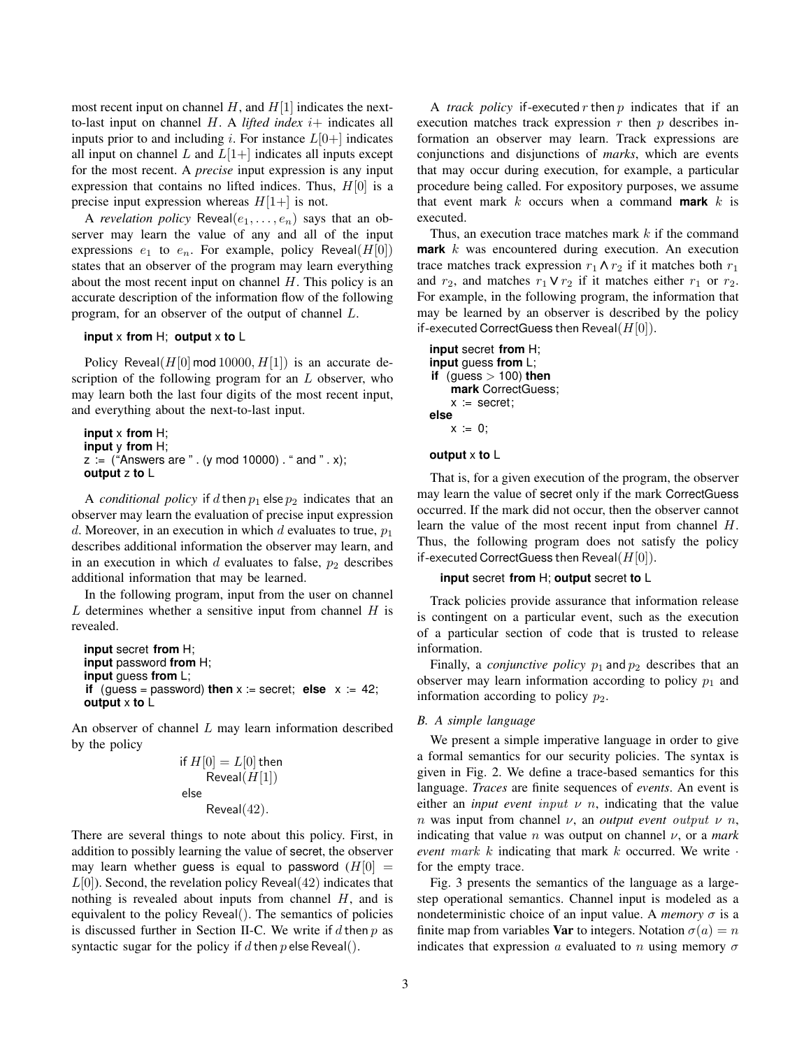most recent input on channel $H$, and $H[1]$ indicates the next-to-last input on channel $H$. A *lifted index* $i+$ indicates all inputs prior to and including $i$. For instance $L[0+]$ indicates all input on channel $L$ and $L[1+]$ indicates all inputs except for the most recent. A *precise* input expression is any input expression that contains no lifted indices. Thus, $H[0]$ is a precise input expression whereas $H[1+]$ is not.

A *revelation policy* $\mathsf{Reveal}(e_1, \ldots, e_n)$ says that an observer may learn the value of any and all of the input expressions $e_1$ to $e_n$. For example, policy $\mathsf{Reveal}(H[0])$ states that an observer of the program may learn everything about the most recent input on channel $H$. This policy is an accurate description of the information flow of the following program, for an observer of the output of channel $L$.

```
input x from H; output x to L
```

Policy $\mathsf{Reveal}(H[0] \bmod 10000, H[1])$ is an accurate description of the following program for an $L$ observer, who may learn both the last four digits of the most recent input, and everything about the next-to-last input.

```
input x from H;
input y from H;
z := ("Answers are " . (y mod 10000) . " and " . x);
output z to L
```

A *conditional policy* $\mathsf{if}\ d\ \mathsf{then}\ p_1\ \mathsf{else}\ p_2$ indicates that an observer may learn the evaluation of precise input expression $d$. Moreover, in an execution in which $d$ evaluates to true, $p_1$ describes additional information the observer may learn, and in an execution in which $d$ evaluates to false, $p_2$ describes additional information that may be learned.

In the following program, input from the user on channel $L$ determines whether a sensitive input from channel $H$ is revealed.

```
input secret from H;
input password from H;
input guess from L;
if (guess = password) then x := secret; else x := 42;
output x to L
```

An observer of channel $L$ may learn information described by the policy

$$
\begin{aligned}
&\mathsf{if}\ H[0] = L[0]\ \mathsf{then} \\
&\qquad \mathsf{Reveal}(H[1]) \\
&\mathsf{else} \\
&\qquad \mathsf{Reveal}(42).
\end{aligned}
$$

There are several things to note about this policy. First, in addition to possibly learning the value of secret, the observer may learn whether guess is equal to password ($H[0] = L[0]$). Second, the revelation policy $\mathsf{Reveal}(42)$ indicates that nothing is revealed about inputs from channel $H$, and is equivalent to the policy $\mathsf{Reveal}()$. The semantics of policies is discussed further in Section II-C. We write $\mathsf{if}\ d\ \mathsf{then}\ p$ as syntactic sugar for the policy $\mathsf{if}\ d\ \mathsf{then}\ p\ \mathsf{else}\ \mathsf{Reveal}()$.

A *track policy* $\mathsf{if\text{-}executed}\ r\ \mathsf{then}\ p$ indicates that if an execution matches track expression $r$ then $p$ describes information an observer may learn. Track expressions are conjunctions and disjunctions of *marks*, which are events that may occur during execution, for example, a particular procedure being called. For expository purposes, we assume that event mark $k$ occurs when a command **mark** $k$ is executed.

Thus, an execution trace matches mark $k$ if the command **mark** $k$ was encountered during execution. An execution trace matches track expression $r_1 \wedge r_2$ if it matches both $r_1$ and $r_2$, and matches $r_1 \vee r_2$ if it matches either $r_1$ or $r_2$. For example, in the following program, the information that may be learned by an observer is described by the policy $\mathsf{if\text{-}executed}\ \mathsf{CorrectGuess}\ \mathsf{then}\ \mathsf{Reveal}(H[0])$.

```
input secret from H;
input guess from L;
if (guess > 100) then
    mark CorrectGuess;
    x := secret;
else
    x := 0;

output x to L
```

That is, for a given execution of the program, the observer may learn the value of secret only if the mark CorrectGuess occurred. If the mark did not occur, then the observer cannot learn the value of the most recent input from channel $H$. Thus, the following program does not satisfy the policy $\mathsf{if\text{-}executed}\ \mathsf{CorrectGuess}\ \mathsf{then}\ \mathsf{Reveal}(H[0])$.

```
input secret from H; output secret to L
```

Track policies provide assurance that information release is contingent on a particular event, such as the execution of a particular section of code that is trusted to release information.

Finally, a *conjunctive policy* $p_1\ \mathsf{and}\ p_2$ describes that an observer may learn information according to policy $p_1$ and information according to policy $p_2$.

### B. A simple language

We present a simple imperative language in order to give a formal semantics for our security policies. The syntax is given in Fig. 2. We define a trace-based semantics for this language. *Traces* are finite sequences of *events*. An event is either an *input event* $\mathit{input}\ \nu\ n$, indicating that the value $n$ was input from channel $\nu$, an *output event* $\mathit{output}\ \nu\ n$, indicating that value $n$ was output on channel $\nu$, or a *mark event* $\mathit{mark}\ k$ indicating that mark $k$ occurred. We write $\cdot$ for the empty trace.

Fig. 3 presents the semantics of the language as a large-step operational semantics. Channel input is modeled as a nondeterministic choice of an input value. A *memory* $\sigma$ is a finite map from variables **Var** to integers. Notation $\sigma(a) = n$ indicates that expression $a$ evaluated to $n$ using memory $\sigma$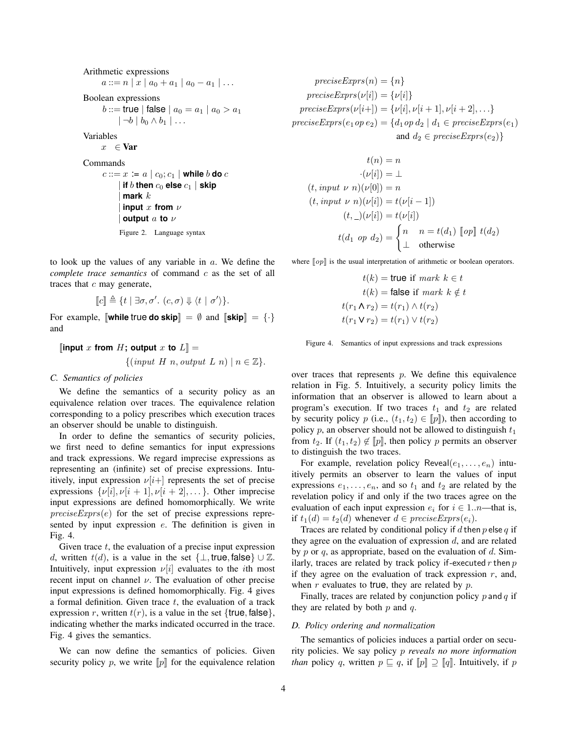Arithmetic expressions

$$a ::= n \mid x \mid a_0 + a_1 \mid a_0 - a_1 \mid \ldots$$

Boolean expressions

$$b ::= \textsf{true} \mid \textsf{false} \mid a_0 = a_1 \mid a_0 > a_1 \mid \neg b \mid b_0 \wedge b_1 \mid \ldots$$

Variables

$$x \in \textbf{Var}$$

Commands

$$\begin{aligned} c ::= \;& x \texttt{ := } a \mid c_0; c_1 \mid \textbf{while } b \textbf{ do } c \\ & \mid \textbf{if } b \textbf{ then } c_0 \textbf{ else } c_1 \mid \textbf{skip} \\ & \mid \textbf{mark } k \\ & \mid \textbf{input } x \textbf{ from } \nu \\ & \mid \textbf{output } a \textbf{ to } \nu \end{aligned}$$

Figure 2. Language syntax

to look up the values of any variable in $a$. We define the *complete trace semantics* of command $c$ as the set of all traces that $c$ may generate,

$$[\![c]\!] \triangleq \{t \mid \exists \sigma, \sigma'.\ (c, \sigma) \Downarrow \langle t \mid \sigma' \rangle\}.$$

For example, $[\![\textbf{while } \textsf{true} \textbf{ do skip}]\!] = \emptyset$ and $[\![\textbf{skip}]\!] = \{\cdot\}$ and

$$[\![\textbf{input } x \textbf{ from } H\textbf{; output } x \textbf{ to } L]\!] = \{(\mathit{input}\ H\ n, \mathit{output}\ L\ n) \mid n \in \mathbb{Z}\}.$$

### C. Semantics of policies

We define the semantics of a security policy as an equivalence relation over traces. The equivalence relation corresponding to a policy prescribes which execution traces an observer should be unable to distinguish.

In order to define the semantics of security policies, we first need to define semantics for input expressions and track expressions. We regard imprecise expressions as representing an (infinite) set of precise expressions. Intuitively, input expression $\nu[i{+}]$ represents the set of precise expressions $\{\nu[i], \nu[i+1], \nu[i+2], \ldots\}$. Other imprecise input expressions are defined homomorphically. We write $\mathit{preciseExprs}(e)$ for the set of precise expressions represented by input expression $e$. The definition is given in Fig. 4.

Given trace $t$, the evaluation of a precise input expression $d$, written $t(d)$, is a value in the set $\{\bot, \textsf{true}, \textsf{false}\} \cup \mathbb{Z}$. Intuitively, input expression $\nu[i]$ evaluates to the $i$th most recent input on channel $\nu$. The evaluation of other precise input expressions is defined homomorphically. Fig. 4 gives a formal definition. Given trace $t$, the evaluation of a track expression $r$, written $t(r)$, is a value in the set $\{\textsf{true}, \textsf{false}\}$, indicating whether the marks indicated occurred in the trace. Fig. 4 gives the semantics.

We can now define the semantics of policies. Given security policy $p$, we write $[\![p]\!]$ for the equivalence relation

$$\begin{aligned} \mathit{preciseExprs}(n) &= \{n\} \\ \mathit{preciseExprs}(\nu[i]) &= \{\nu[i]\} \\ \mathit{preciseExprs}(\nu[i{+}]) &= \{\nu[i], \nu[i+1], \nu[i+2], \ldots\} \\ \mathit{preciseExprs}(e_1\, op\, e_2) &= \{d_1\, op\, d_2 \mid d_1 \in \mathit{preciseExprs}(e_1) \\ &\qquad \text{and } d_2 \in \mathit{preciseExprs}(e_2)\} \end{aligned}$$

$$\begin{aligned} t(n) &= n \\ \cdot(\nu[i]) &= \bot \\ (t, \mathit{input}\ \nu\ n)(\nu[0]) &= n \\ (t, \mathit{input}\ \nu\ n)(\nu[i]) &= t(\nu[i-1]) \\ (t, \_)(\nu[i]) &= t(\nu[i]) \\ t(d_1\ op\ d_2) &= \begin{cases} n & n = t(d_1)\ [\![op]\!]\ t(d_2) \\ \bot & \text{otherwise} \end{cases} \end{aligned}$$

where $[\![op]\!]$ is the usual interpretation of arithmetic or boolean operators.

$$\begin{aligned} t(k) &= \textsf{true} \text{ if } \mathit{mark}\ k \in t \\ t(k) &= \textsf{false} \text{ if } \mathit{mark}\ k \notin t \\ t(r_1 \wedge r_2) &= t(r_1) \wedge t(r_2) \\ t(r_1 \vee r_2) &= t(r_1) \vee t(r_2) \end{aligned}$$

Figure 4. Semantics of input expressions and track expressions

over traces that represents $p$. We define this equivalence relation in Fig. 5. Intuitively, a security policy limits the information that an observer is allowed to learn about a program's execution. If two traces $t_1$ and $t_2$ are related by security policy $p$ (i.e., $(t_1, t_2) \in [\![p]\!]$), then according to policy $p$, an observer should not be allowed to distinguish $t_1$ from $t_2$. If $(t_1, t_2) \notin [\![p]\!]$, then policy $p$ permits an observer to distinguish the two traces.

For example, revelation policy $\textsf{Reveal}(e_1, \ldots, e_n)$ intuitively permits an observer to learn the values of input expressions $e_1, \ldots, e_n$, and so $t_1$ and $t_2$ are related by the revelation policy if and only if the two traces agree on the evaluation of each input expression $e_i$ for $i \in 1..n$—that is, if $t_1(d) = t_2(d)$ whenever $d \in \mathit{preciseExprs}(e_i)$.

Traces are related by conditional policy if $d$ then $p$ else $q$ if they agree on the evaluation of expression $d$, and are related by $p$ or $q$, as appropriate, based on the evaluation of $d$. Similarly, traces are related by track policy if-executed $r$ then $p$ if they agree on the evaluation of track expression $r$, and, when $r$ evaluates to $\textsf{true}$, they are related by $p$.

Finally, traces are related by conjunction policy $p$ and $q$ if they are related by both $p$ and $q$.

### D. Policy ordering and normalization

The semantics of policies induces a partial order on security policies. We say policy $p$ *reveals no more information than* policy $q$, written $p \sqsubseteq q$, if $[\![p]\!] \supseteq [\![q]\!]$. Intuitively, if $p$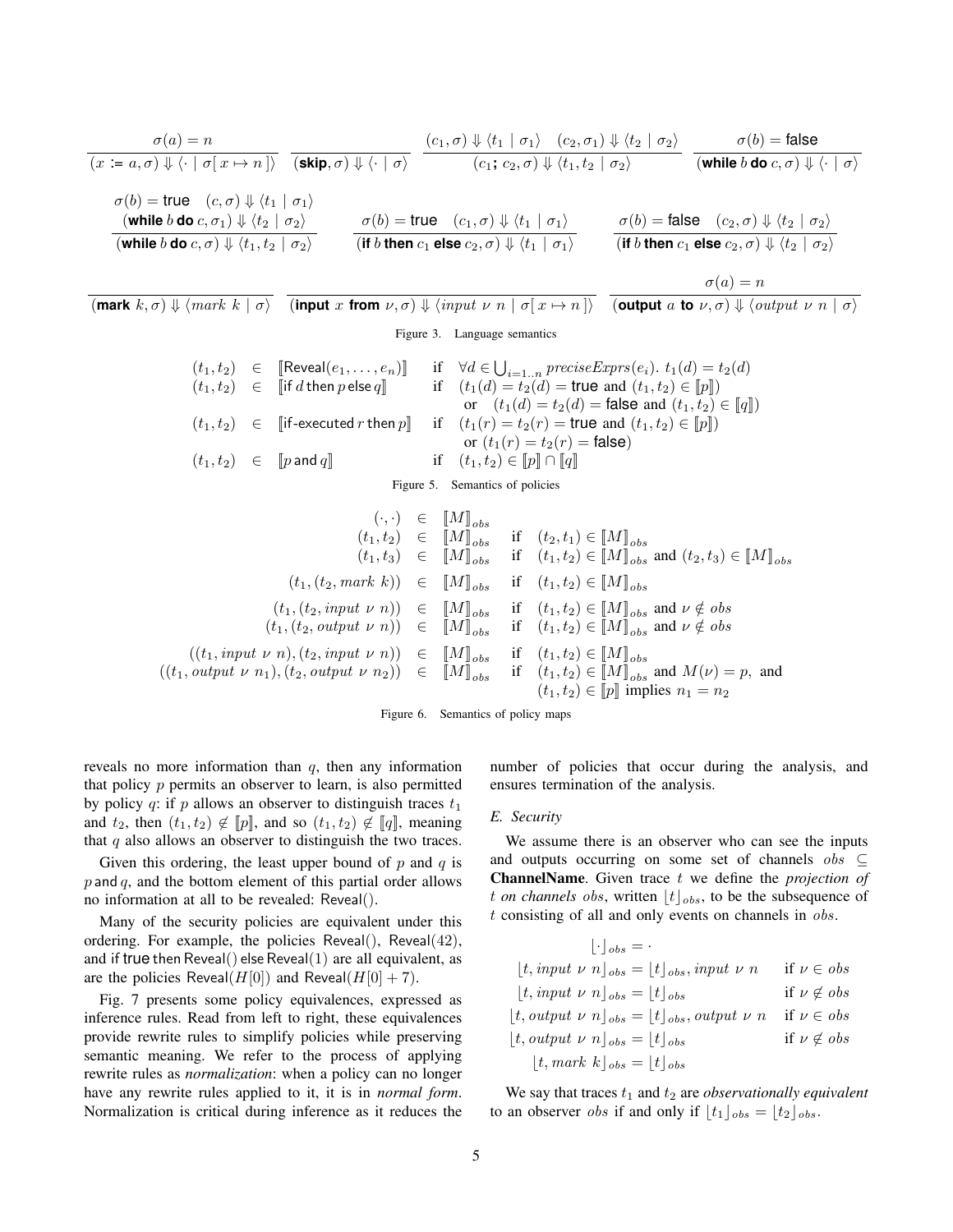$$\frac{\sigma(a) = n}{(x := a, \sigma) \Downarrow \langle \cdot \mid \sigma[\,x \mapsto n\,] \rangle} \qquad \frac{}{(\textbf{skip}, \sigma) \Downarrow \langle \cdot \mid \sigma \rangle} \qquad \frac{(c_1, \sigma) \Downarrow \langle t_1 \mid \sigma_1 \rangle \quad (c_2, \sigma_1) \Downarrow \langle t_2 \mid \sigma_2 \rangle}{(c_1 \textbf{;}\ c_2, \sigma) \Downarrow \langle t_1, t_2 \mid \sigma_2 \rangle} \qquad \frac{\sigma(b) = \textsf{false}}{(\textbf{while}\ b\ \textbf{do}\ c, \sigma) \Downarrow \langle \cdot \mid \sigma \rangle}$$

$$\frac{\sigma(b) = \textsf{true} \quad (c, \sigma) \Downarrow \langle t_1 \mid \sigma_1 \rangle \quad (\textbf{while}\ b\ \textbf{do}\ c, \sigma_1) \Downarrow \langle t_2 \mid \sigma_2 \rangle}{(\textbf{while}\ b\ \textbf{do}\ c, \sigma) \Downarrow \langle t_1, t_2 \mid \sigma_2 \rangle} \qquad \frac{\sigma(b) = \textsf{true} \quad (c_1, \sigma) \Downarrow \langle t_1 \mid \sigma_1 \rangle}{(\textbf{if}\ b\ \textbf{then}\ c_1\ \textbf{else}\ c_2, \sigma) \Downarrow \langle t_1 \mid \sigma_1 \rangle} \qquad \frac{\sigma(b) = \textsf{false} \quad (c_2, \sigma) \Downarrow \langle t_2 \mid \sigma_2 \rangle}{(\textbf{if}\ b\ \textbf{then}\ c_1\ \textbf{else}\ c_2, \sigma) \Downarrow \langle t_2 \mid \sigma_2 \rangle}$$

$$\frac{}{(\textbf{mark}\ k, \sigma) \Downarrow \langle mark\ k \mid \sigma \rangle} \qquad \frac{}{(\textbf{input}\ x\ \textbf{from}\ \nu, \sigma) \Downarrow \langle input\ \nu\ n \mid \sigma[\,x \mapsto n\,] \rangle} \qquad \frac{\sigma(a) = n}{(\textbf{output}\ a\ \textbf{to}\ \nu, \sigma) \Downarrow \langle output\ \nu\ n \mid \sigma \rangle}$$

Figure 3. Language semantics

$$\begin{array}{lcll}
(t_1, t_2) & \in & [\![\textsf{Reveal}(e_1, \ldots, e_n)]\!] & \text{if} \quad \forall d \in \bigcup_{i=1..n} preciseExprs(e_i).\ t_1(d) = t_2(d) \\
(t_1, t_2) & \in & [\![\textsf{if}\ d\ \textsf{then}\ p\ \textsf{else}\ q]\!] & \text{if} \quad (t_1(d) = t_2(d) = \textsf{true} \text{ and } (t_1, t_2) \in [\![p]\!]) \\
 & & & \quad \text{or} \quad (t_1(d) = t_2(d) = \textsf{false} \text{ and } (t_1, t_2) \in [\![q]\!]) \\
(t_1, t_2) & \in & [\![\textsf{if-executed}\ r\ \textsf{then}\ p]\!] & \text{if} \quad (t_1(r) = t_2(r) = \textsf{true} \text{ and } (t_1, t_2) \in [\![p]\!]) \\
 & & & \quad \text{or } (t_1(r) = t_2(r) = \textsf{false}) \\
(t_1, t_2) & \in & [\![p\ \textsf{and}\ q]\!] & \text{if} \quad (t_1, t_2) \in [\![p]\!] \cap [\![q]\!]
\end{array}$$

Figure 5. Semantics of policies

$$\begin{array}{rcll}
(\cdot, \cdot) & \in & [\![M]\!]_{obs} & \\
(t_1, t_2) & \in & [\![M]\!]_{obs} & \text{if} \quad (t_2, t_1) \in [\![M]\!]_{obs} \\
(t_1, t_3) & \in & [\![M]\!]_{obs} & \text{if} \quad (t_1, t_2) \in [\![M]\!]_{obs} \text{ and } (t_2, t_3) \in [\![M]\!]_{obs} \\
(t_1, (t_2, mark\ k)) & \in & [\![M]\!]_{obs} & \text{if} \quad (t_1, t_2) \in [\![M]\!]_{obs} \\
(t_1, (t_2, input\ \nu\ n)) & \in & [\![M]\!]_{obs} & \text{if} \quad (t_1, t_2) \in [\![M]\!]_{obs} \text{ and } \nu \notin obs \\
(t_1, (t_2, output\ \nu\ n)) & \in & [\![M]\!]_{obs} & \text{if} \quad (t_1, t_2) \in [\![M]\!]_{obs} \text{ and } \nu \notin obs \\
((t_1, input\ \nu\ n), (t_2, input\ \nu\ n)) & \in & [\![M]\!]_{obs} & \text{if} \quad (t_1, t_2) \in [\![M]\!]_{obs} \\
((t_1, output\ \nu\ n_1), (t_2, output\ \nu\ n_2)) & \in & [\![M]\!]_{obs} & \text{if} \quad (t_1, t_2) \in [\![M]\!]_{obs} \text{ and } M(\nu) = p, \text{ and} \\
 & & & \quad (t_1, t_2) \in [\![p]\!] \text{ implies } n_1 = n_2
\end{array}$$

Figure 6. Semantics of policy maps

reveals no more information than $q$, then any information that policy $p$ permits an observer to learn, is also permitted by policy $q$: if $p$ allows an observer to distinguish traces $t_1$ and $t_2$, then $(t_1, t_2) \notin [\![p]\!]$, and so $(t_1, t_2) \notin [\![q]\!]$, meaning that $q$ also allows an observer to distinguish the two traces.

Given this ordering, the least upper bound of $p$ and $q$ is $p$ and $q$, and the bottom element of this partial order allows no information at all to be revealed: Reveal().

Many of the security policies are equivalent under this ordering. For example, the policies Reveal(), Reveal(42), and if true then Reveal() else Reveal(1) are all equivalent, as are the policies Reveal($H[0]$) and Reveal($H[0] + 7$).

Fig. 7 presents some policy equivalences, expressed as inference rules. Read from left to right, these equivalences provide rewrite rules to simplify policies while preserving semantic meaning. We refer to the process of applying rewrite rules as *normalization*: when a policy can no longer have any rewrite rules applied to it, it is in *normal form*. Normalization is critical during inference as it reduces the number of policies that occur during the analysis, and ensures termination of the analysis.

### *E. Security*

We assume there is an observer who can see the inputs and outputs occurring on some set of channels $obs \subseteq$ **ChannelName**. Given trace $t$ we define the *projection of* $t$ *on channels* $obs$, written $\lfloor t \rfloor_{obs}$, to be the subsequence of $t$ consisting of all and only events on channels in $obs$.

$$\begin{array}{lr}
\lfloor \cdot \rfloor_{obs} = \cdot & \\
\lfloor t, input\ \nu\ n \rfloor_{obs} = \lfloor t \rfloor_{obs}, input\ \nu\ n & \text{if } \nu \in obs \\
\lfloor t, input\ \nu\ n \rfloor_{obs} = \lfloor t \rfloor_{obs} & \text{if } \nu \notin obs \\
\lfloor t, output\ \nu\ n \rfloor_{obs} = \lfloor t \rfloor_{obs}, output\ \nu\ n & \text{if } \nu \in obs \\
\lfloor t, output\ \nu\ n \rfloor_{obs} = \lfloor t \rfloor_{obs} & \text{if } \nu \notin obs \\
\lfloor t, mark\ k \rfloor_{obs} = \lfloor t \rfloor_{obs} &
\end{array}$$

We say that traces $t_1$ and $t_2$ are *observationally equivalent* to an observer $obs$ if and only if $\lfloor t_1 \rfloor_{obs} = \lfloor t_2 \rfloor_{obs}$.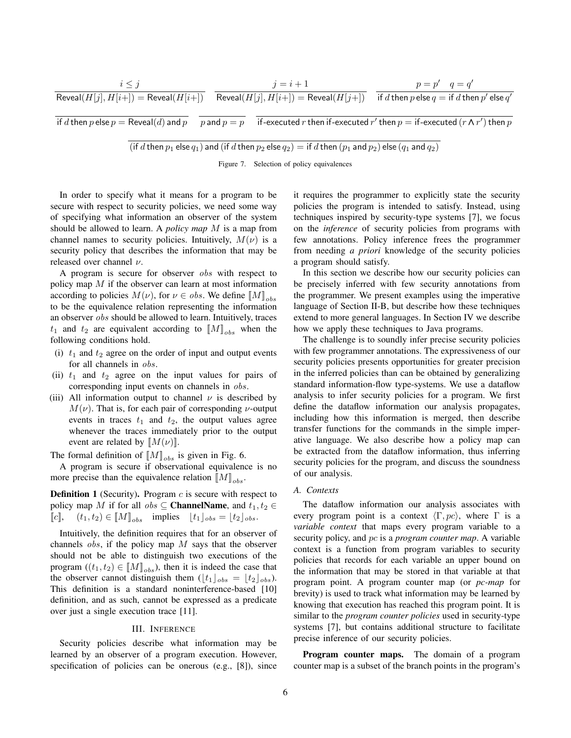$$\frac{i \leq j}{\mathsf{Reveal}(H[j], H[i+]) = \mathsf{Reveal}(H[i+])} \qquad \frac{j = i+1}{\mathsf{Reveal}(H[j], H[i+]) = \mathsf{Reveal}(H[j+])} \qquad \frac{p = p' \quad q = q'}{\mathsf{if}\ d\ \mathsf{then}\ p\ \mathsf{else}\ q = \mathsf{if}\ d\ \mathsf{then}\ p'\ \mathsf{else}\ q'}$$

$$\frac{}{\mathsf{if}\ d\ \mathsf{then}\ p\ \mathsf{else}\ p = \mathsf{Reveal}(d)\ \mathsf{and}\ p} \qquad \frac{}{p\ \mathsf{and}\ p = p} \qquad \frac{}{\mathsf{if\text{-}executed}\ r\ \mathsf{then}\ \mathsf{if\text{-}executed}\ r'\ \mathsf{then}\ p = \mathsf{if\text{-}executed}\ (r \wedge r')\ \mathsf{then}\ p}$$

$$\frac{}{(\mathsf{if}\ d\ \mathsf{then}\ p_1\ \mathsf{else}\ q_1)\ \mathsf{and}\ (\mathsf{if}\ d\ \mathsf{then}\ p_2\ \mathsf{else}\ q_2) = \mathsf{if}\ d\ \mathsf{then}\ (p_1\ \mathsf{and}\ p_2)\ \mathsf{else}\ (q_1\ \mathsf{and}\ q_2)}$$

Figure 7. Selection of policy equivalences

In order to specify what it means for a program to be secure with respect to security policies, we need some way of specifying what information an observer of the system should be allowed to learn. A *policy map* $M$ is a map from channel names to security policies. Intuitively, $M(\nu)$ is a security policy that describes the information that may be released over channel $\nu$.

A program is secure for observer $obs$ with respect to policy map $M$ if the observer can learn at most information according to policies $M(\nu)$, for $\nu \in obs$. We define $[\![M]\!]_{obs}$ to be the equivalence relation representing the information an observer $obs$ should be allowed to learn. Intuitively, traces $t_1$ and $t_2$ are equivalent according to $[\![M]\!]_{obs}$ when the following conditions hold.

(i) $t_1$ and $t_2$ agree on the order of input and output events for all channels in $obs$.

(ii) $t_1$ and $t_2$ agree on the input values for pairs of corresponding input events on channels in $obs$.

(iii) All information output to channel $\nu$ is described by $M(\nu)$. That is, for each pair of corresponding $\nu$-output events in traces $t_1$ and $t_2$, the output values agree whenever the traces immediately prior to the output event are related by $[\![M(\nu)]\!]$.

The formal definition of $[\![M]\!]_{obs}$ is given in Fig. 6.

A program is secure if observational equivalence is no more precise than the equivalence relation $[\![M]\!]_{obs}$.

**Definition 1** (Security)**.** Program $c$ is secure with respect to policy map $M$ if for all $obs \subseteq$ **ChannelName**, and $t_1, t_2 \in [\![c]\!]$, $\quad (t_1, t_2) \in [\![M]\!]_{obs} \quad$ implies $\quad \lfloor t_1 \rfloor_{obs} = \lfloor t_2 \rfloor_{obs}$.

Intuitively, the definition requires that for an observer of channels $obs$, if the policy map $M$ says that the observer should not be able to distinguish two executions of the program ($(t_1, t_2) \in [\![M]\!]_{obs}$), then it is indeed the case that the observer cannot distinguish them ($\lfloor t_1 \rfloor_{obs} = \lfloor t_2 \rfloor_{obs}$). This definition is a standard noninterference-based [10] definition, and as such, cannot be expressed as a predicate over just a single execution trace [11].

## III. Inference

Security policies describe what information may be learned by an observer of a program execution. However, specification of policies can be onerous (e.g., [8]), since it requires the programmer to explicitly state the security policies the program is intended to satisfy. Instead, using techniques inspired by security-type systems [7], we focus on the *inference* of security policies from programs with few annotations. Policy inference frees the programmer from needing *a priori* knowledge of the security policies a program should satisfy.

In this section we describe how our security policies can be precisely inferred with few security annotations from the programmer. We present examples using the imperative language of Section II-B, but describe how these techniques extend to more general languages. In Section IV we describe how we apply these techniques to Java programs.

The challenge is to soundly infer precise security policies with few programmer annotations. The expressiveness of our security policies presents opportunities for greater precision in the inferred policies than can be obtained by generalizing standard information-flow type-systems. We use a dataflow analysis to infer security policies for a program. We first define the dataflow information our analysis propagates, including how this information is merged, then describe transfer functions for the commands in the simple imperative language. We also describe how a policy map can be extracted from the dataflow information, thus inferring security policies for the program, and discuss the soundness of our analysis.

### A. Contexts

The dataflow information our analysis associates with every program point is a context $\langle \Gamma, pc \rangle$, where $\Gamma$ is a *variable context* that maps every program variable to a security policy, and $pc$ is a *program counter map*. A variable context is a function from program variables to security policies that records for each variable an upper bound on the information that may be stored in that variable at that program point. A program counter map (or *pc-map* for brevity) is used to track what information may be learned by knowing that execution has reached this program point. It is similar to the *program counter policies* used in security-type systems [7], but contains additional structure to facilitate precise inference of our security policies.

**Program counter maps.** The domain of a program counter map is a subset of the branch points in the program's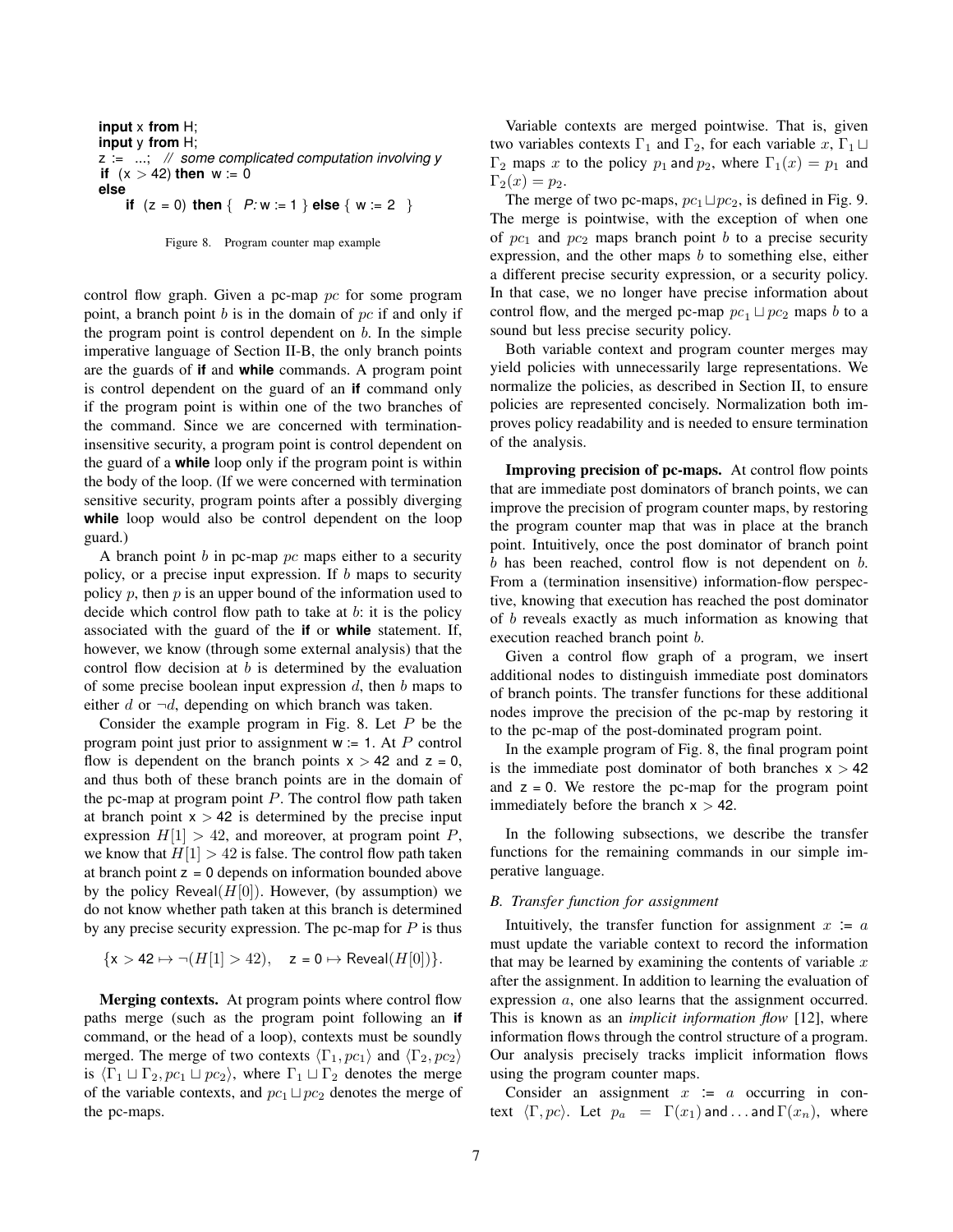```
input x from H;
input y from H;
z := ...; // some complicated computation involving y
if (x > 42) then w := 0
else
    if (z = 0) then { P: w := 1 } else { w := 2 }
```

Figure 8. Program counter map example

control flow graph. Given a pc-map $pc$ for some program point, a branch point $b$ is in the domain of $pc$ if and only if the program point is control dependent on $b$. In the simple imperative language of Section II-B, the only branch points are the guards of **if** and **while** commands. A program point is control dependent on the guard of an **if** command only if the program point is within one of the two branches of the command. Since we are concerned with termination-insensitive security, a program point is control dependent on the guard of a **while** loop only if the program point is within the body of the loop. (If we were concerned with termination sensitive security, program points after a possibly diverging **while** loop would also be control dependent on the loop guard.)

A branch point $b$ in pc-map $pc$ maps either to a security policy, or a precise input expression. If $b$ maps to security policy $p$, then $p$ is an upper bound of the information used to decide which control flow path to take at $b$: it is the policy associated with the guard of the **if** or **while** statement. If, however, we know (through some external analysis) that the control flow decision at $b$ is determined by the evaluation of some precise boolean input expression $d$, then $b$ maps to either $d$ or $\neg d$, depending on which branch was taken.

Consider the example program in Fig. 8. Let $P$ be the program point just prior to assignment w := 1. At $P$ control flow is dependent on the branch points x $> 42$ and z = 0, and thus both of these branch points are in the domain of the pc-map at program point $P$. The control flow path taken at branch point x $> 42$ is determined by the precise input expression $H[1] > 42$, and moreover, at program point $P$, we know that $H[1] > 42$ is false. The control flow path taken at branch point z = 0 depends on information bounded above by the policy $\mathsf{Reveal}(H[0])$. However, (by assumption) we do not know whether path taken at this branch is determined by any precise security expression. The pc-map for $P$ is thus

$$\{\mathsf{x} > 42 \mapsto \neg(H[1] > 42), \quad \mathsf{z} = 0 \mapsto \mathsf{Reveal}(H[0])\}.$$

**Merging contexts.** At program points where control flow paths merge (such as the program point following an **if** command, or the head of a loop), contexts must be soundly merged. The merge of two contexts $\langle \Gamma_1, pc_1 \rangle$ and $\langle \Gamma_2, pc_2 \rangle$ is $\langle \Gamma_1 \sqcup \Gamma_2, pc_1 \sqcup pc_2 \rangle$, where $\Gamma_1 \sqcup \Gamma_2$ denotes the merge of the variable contexts, and $pc_1 \sqcup pc_2$ denotes the merge of the pc-maps.

Variable contexts are merged pointwise. That is, given two variables contexts $\Gamma_1$ and $\Gamma_2$, for each variable $x$, $\Gamma_1 \sqcup \Gamma_2$ maps $x$ to the policy $p_1$ and $p_2$, where $\Gamma_1(x) = p_1$ and $\Gamma_2(x) = p_2$.

The merge of two pc-maps, $pc_1 \sqcup pc_2$, is defined in Fig. 9. The merge is pointwise, with the exception of when one of $pc_1$ and $pc_2$ maps branch point $b$ to a precise security expression, and the other maps $b$ to something else, either a different precise security expression, or a security policy. In that case, we no longer have precise information about control flow, and the merged pc-map $pc_1 \sqcup pc_2$ maps $b$ to a sound but less precise security policy.

Both variable context and program counter merges may yield policies with unnecessarily large representations. We normalize the policies, as described in Section II, to ensure policies are represented concisely. Normalization both improves policy readability and is needed to ensure termination of the analysis.

**Improving precision of pc-maps.** At control flow points that are immediate post dominators of branch points, we can improve the precision of program counter maps, by restoring the program counter map that was in place at the branch point. Intuitively, once the post dominator of branch point $b$ has been reached, control flow is not dependent on $b$. From a (termination insensitive) information-flow perspective, knowing that execution has reached the post dominator of $b$ reveals exactly as much information as knowing that execution reached branch point $b$.

Given a control flow graph of a program, we insert additional nodes to distinguish immediate post dominators of branch points. The transfer functions for these additional nodes improve the precision of the pc-map by restoring it to the pc-map of the post-dominated program point.

In the example program of Fig. 8, the final program point is the immediate post dominator of both branches x $> 42$ and z = 0. We restore the pc-map for the program point immediately before the branch x $> 42$.

In the following subsections, we describe the transfer functions for the remaining commands in our simple imperative language.

### *B. Transfer function for assignment*

Intuitively, the transfer function for assignment $x$ := $a$ must update the variable context to record the information that may be learned by examining the contents of variable $x$ after the assignment. In addition to learning the evaluation of expression $a$, one also learns that the assignment occurred. This is known as an *implicit information flow* [12], where information flows through the control structure of a program. Our analysis precisely tracks implicit information flows using the program counter maps.

Consider an assignment $x$ := $a$ occurring in context $\langle \Gamma, pc \rangle$. Let $p_a = \Gamma(x_1)$ and ... and $\Gamma(x_n)$, where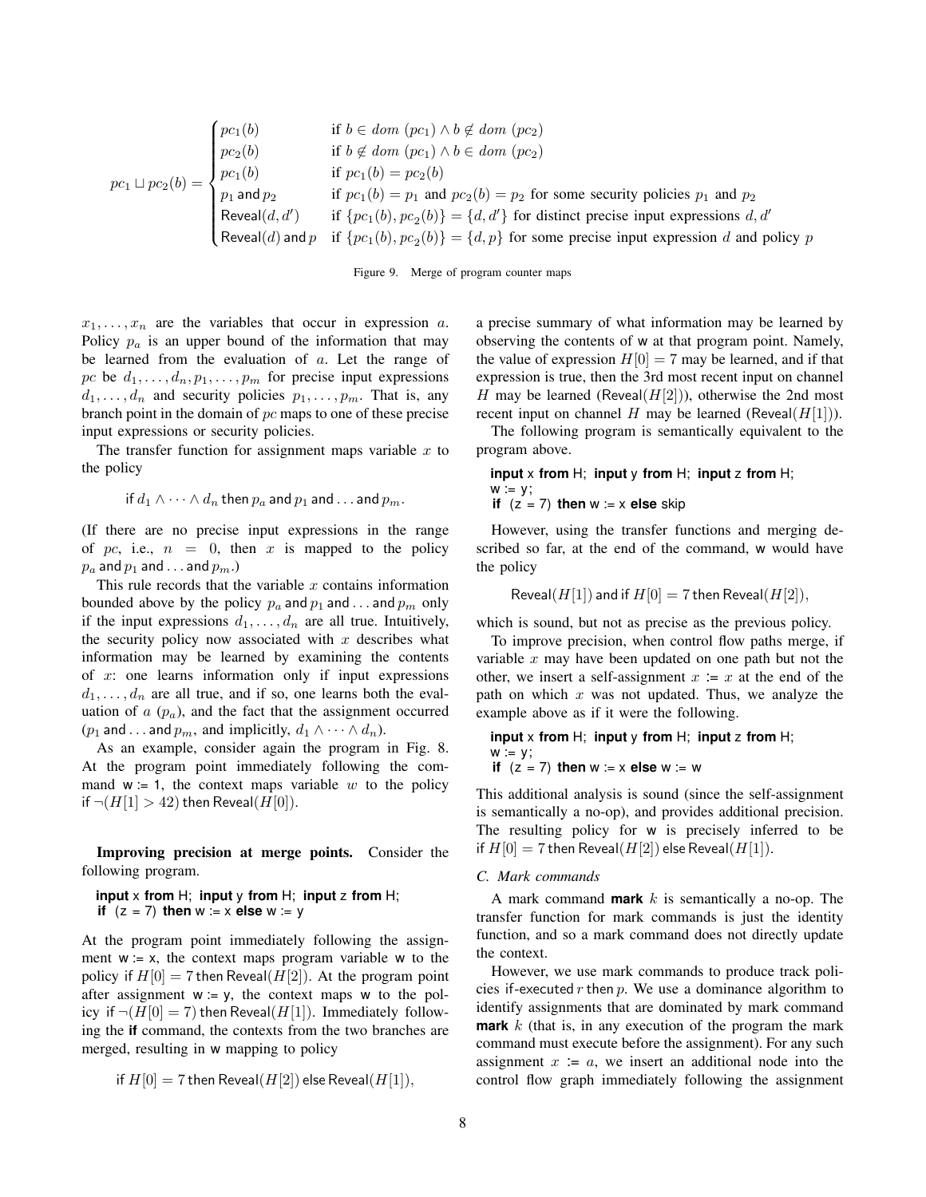$$
pc_1 \sqcup pc_2(b) = \begin{cases} pc_1(b) & \text{if } b \in dom\ (pc_1) \wedge b \notin dom\ (pc_2) \\ pc_2(b) & \text{if } b \notin dom\ (pc_1) \wedge b \in dom\ (pc_2) \\ pc_1(b) & \text{if } pc_1(b) = pc_2(b) \\ p_1 \text{ and } p_2 & \text{if } pc_1(b) = p_1 \text{ and } pc_2(b) = p_2 \text{ for some security policies } p_1 \text{ and } p_2 \\ \text{Reveal}(d, d') & \text{if } \{pc_1(b), pc_2(b)\} = \{d, d'\} \text{ for distinct precise input expressions } d, d' \\ \text{Reveal}(d) \text{ and } p & \text{if } \{pc_1(b), pc_2(b)\} = \{d, p\} \text{ for some precise input expression } d \text{ and policy } p \end{cases}
$$

Figure 9. Merge of program counter maps

$x_1, \ldots, x_n$ are the variables that occur in expression $a$. Policy $p_a$ is an upper bound of the information that may be learned from the evaluation of $a$. Let the range of $pc$ be $d_1, \ldots, d_n, p_1, \ldots, p_m$ for precise input expressions $d_1, \ldots, d_n$ and security policies $p_1, \ldots, p_m$. That is, any branch point in the domain of $pc$ maps to one of these precise input expressions or security policies.

The transfer function for assignment maps variable $x$ to the policy

$$\text{if } d_1 \wedge \cdots \wedge d_n \text{ then } p_a \text{ and } p_1 \text{ and} \ldots \text{and } p_m.$$

(If there are no precise input expressions in the range of $pc$, i.e., $n = 0$, then $x$ is mapped to the policy $p_a$ and $p_1$ and ... and $p_m$.)

This rule records that the variable $x$ contains information bounded above by the policy $p_a$ and $p_1$ and ... and $p_m$ only if the input expressions $d_1, \ldots, d_n$ are all true. Intuitively, the security policy now associated with $x$ describes what information may be learned by examining the contents of $x$: one learns information only if input expressions $d_1, \ldots, d_n$ are all true, and if so, one learns both the evaluation of $a$ ($p_a$), and the fact that the assignment occurred ($p_1$ and ... and $p_m$, and implicitly, $d_1 \wedge \cdots \wedge d_n$).

As an example, consider again the program in Fig. 8. At the program point immediately following the command w := 1, the context maps variable $w$ to the policy if $\neg(H[1] > 42)$ then $\text{Reveal}(H[0])$.

**Improving precision at merge points.** Consider the following program.

```
input x from H; input y from H; input z from H;
if (z = 7) then w := x else w := y
```

At the program point immediately following the assignment w := x, the context maps program variable w to the policy if $H[0] = 7$ then $\text{Reveal}(H[2])$. At the program point after assignment w := y, the context maps w to the policy if $\neg(H[0] = 7)$ then $\text{Reveal}(H[1])$. Immediately following the **if** command, the contexts from the two branches are merged, resulting in w mapping to policy

$$\text{if } H[0] = 7 \text{ then Reveal}(H[2]) \text{ else Reveal}(H[1]),$$

a precise summary of what information may be learned by observing the contents of w at that program point. Namely, the value of expression $H[0] = 7$ may be learned, and if that expression is true, then the 3rd most recent input on channel $H$ may be learned ($\text{Reveal}(H[2])$), otherwise the 2nd most recent input on channel $H$ may be learned ($\text{Reveal}(H[1])$).

The following program is semantically equivalent to the program above.

```
input x from H; input y from H; input z from H;
w := y;
if (z = 7) then w := x else skip
```

However, using the transfer functions and merging described so far, at the end of the command, w would have the policy

$$\text{Reveal}(H[1]) \text{ and if } H[0] = 7 \text{ then Reveal}(H[2]),$$

which is sound, but not as precise as the previous policy.

To improve precision, when control flow paths merge, if variable $x$ may have been updated on one path but not the other, we insert a self-assignment $x$ := $x$ at the end of the path on which $x$ was not updated. Thus, we analyze the example above as if it were the following.

```
input x from H; input y from H; input z from H;
w := y;
if (z = 7) then w := x else w := w
```

This additional analysis is sound (since the self-assignment is semantically a no-op), and provides additional precision. The resulting policy for w is precisely inferred to be if $H[0] = 7$ then $\text{Reveal}(H[2])$ else $\text{Reveal}(H[1])$.

### C. Mark commands

A mark command **mark** $k$ is semantically a no-op. The transfer function for mark commands is just the identity function, and so a mark command does not directly update the context.

However, we use mark commands to produce track policies if-executed $r$ then $p$. We use a dominance algorithm to identify assignments that are dominated by mark command **mark** $k$ (that is, in any execution of the program the mark command must execute before the assignment). For any such assignment $x$ := $a$, we insert an additional node into the control flow graph immediately following the assignment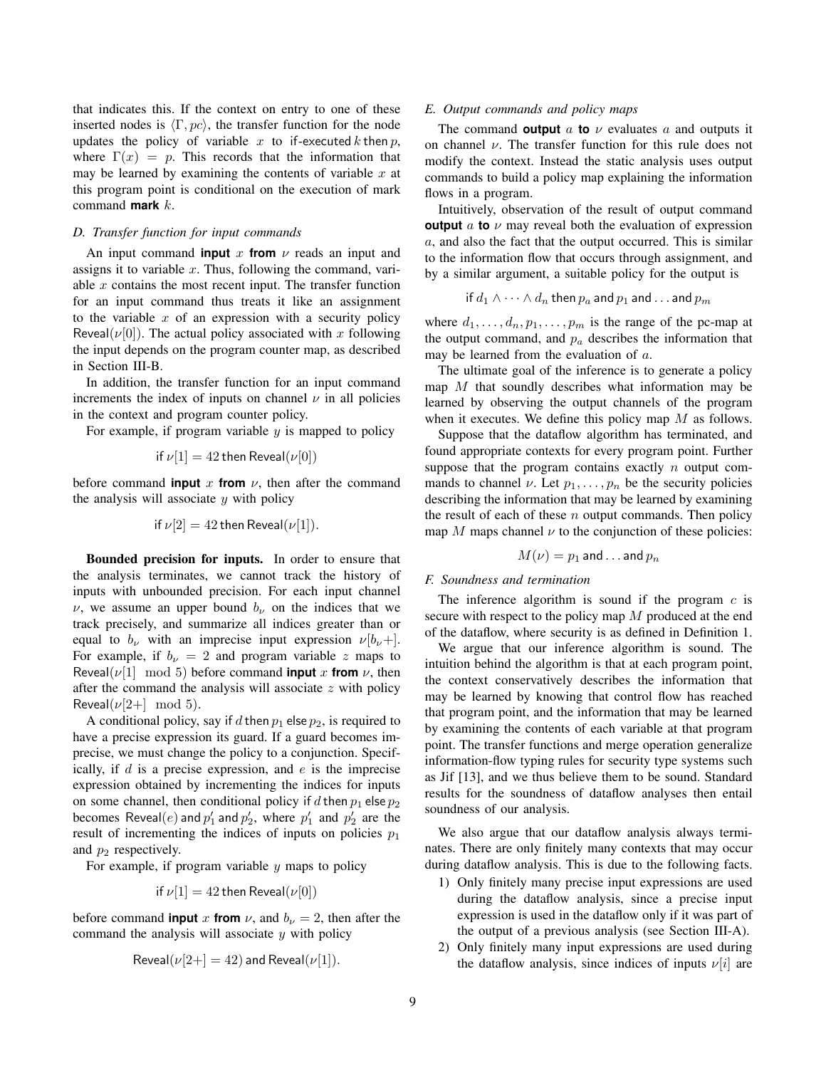that indicates this. If the context on entry to one of these inserted nodes is $\langle \Gamma, pc \rangle$, the transfer function for the node updates the policy of variable $x$ to $\text{if-executed}\, k \,\text{then}\, p$, where $\Gamma(x) = p$. This records that the information that may be learned by examining the contents of variable $x$ at this program point is conditional on the execution of mark command **mark** $k$.

### *D. Transfer function for input commands*

An input command **input** $x$ **from** $\nu$ reads an input and assigns it to variable $x$. Thus, following the command, variable $x$ contains the most recent input. The transfer function for an input command thus treats it like an assignment to the variable $x$ of an expression with a security policy $\text{Reveal}(\nu[0])$. The actual policy associated with $x$ following the input depends on the program counter map, as described in Section III-B.

In addition, the transfer function for an input command increments the index of inputs on channel $\nu$ in all policies in the context and program counter policy.

For example, if program variable $y$ is mapped to policy

$$\text{if}\ \nu[1] = 42\ \text{then}\ \text{Reveal}(\nu[0])$$

before command **input** $x$ **from** $\nu$, then after the command the analysis will associate $y$ with policy

$$\text{if}\ \nu[2] = 42\ \text{then}\ \text{Reveal}(\nu[1]).$$

**Bounded precision for inputs.** In order to ensure that the analysis terminates, we cannot track the history of inputs with unbounded precision. For each input channel $\nu$, we assume an upper bound $b_\nu$ on the indices that we track precisely, and summarize all indices greater than or equal to $b_\nu$ with an imprecise input expression $\nu[b_\nu+]$. For example, if $b_\nu = 2$ and program variable $z$ maps to $\text{Reveal}(\nu[1] \mod 5)$ before command **input** $x$ **from** $\nu$, then after the command the analysis will associate $z$ with policy $\text{Reveal}(\nu[2+] \mod 5)$.

A conditional policy, say if $d$ then $p_1$ else $p_2$, is required to have a precise expression its guard. If a guard becomes imprecise, we must change the policy to a conjunction. Specifically, if $d$ is a precise expression, and $e$ is the imprecise expression obtained by incrementing the indices for inputs on some channel, then conditional policy if $d$ then $p_1$ else $p_2$ becomes $\text{Reveal}(e)$ and $p_1'$ and $p_2'$, where $p_1'$ and $p_2'$ are the result of incrementing the indices of inputs on policies $p_1$ and $p_2$ respectively.

For example, if program variable $y$ maps to policy

$$\text{if}\ \nu[1] = 42\ \text{then}\ \text{Reveal}(\nu[0])$$

before command **input** $x$ **from** $\nu$, and $b_\nu = 2$, then after the command the analysis will associate $y$ with policy

$$\text{Reveal}(\nu[2+] = 42)\ \text{and}\ \text{Reveal}(\nu[1]).$$

### *E. Output commands and policy maps*

The command **output** $a$ **to** $\nu$ evaluates $a$ and outputs it on channel $\nu$. The transfer function for this rule does not modify the context. Instead the static analysis uses output commands to build a policy map explaining the information flows in a program.

Intuitively, observation of the result of output command **output** $a$ **to** $\nu$ may reveal both the evaluation of expression $a$, and also the fact that the output occurred. This is similar to the information flow that occurs through assignment, and by a similar argument, a suitable policy for the output is

$$\text{if}\ d_1 \wedge \cdots \wedge d_n\ \text{then}\ p_a\ \text{and}\ p_1\ \text{and} \ldots \text{and}\ p_m$$

where $d_1, \ldots, d_n, p_1, \ldots, p_m$ is the range of the pc-map at the output command, and $p_a$ describes the information that may be learned from the evaluation of $a$.

The ultimate goal of the inference is to generate a policy map $M$ that soundly describes what information may be learned by observing the output channels of the program when it executes. We define this policy map $M$ as follows.

Suppose that the dataflow algorithm has terminated, and found appropriate contexts for every program point. Further suppose that the program contains exactly $n$ output commands to channel $\nu$. Let $p_1, \ldots, p_n$ be the security policies describing the information that may be learned by examining the result of each of these $n$ output commands. Then policy map $M$ maps channel $\nu$ to the conjunction of these policies:

$$M(\nu) = p_1\ \text{and} \ldots \text{and}\ p_n$$

### *F. Soundness and termination*

The inference algorithm is sound if the program $c$ is secure with respect to the policy map $M$ produced at the end of the dataflow, where security is as defined in Definition 1.

We argue that our inference algorithm is sound. The intuition behind the algorithm is that at each program point, the context conservatively describes the information that may be learned by knowing that control flow has reached that program point, and the information that may be learned by examining the contents of each variable at that program point. The transfer functions and merge operation generalize information-flow typing rules for security type systems such as Jif [13], and we thus believe them to be sound. Standard results for the soundness of dataflow analyses then entail soundness of our analysis.

We also argue that our dataflow analysis always terminates. There are only finitely many contexts that may occur during dataflow analysis. This is due to the following facts.

1) Only finitely many precise input expressions are used during the dataflow analysis, since a precise input expression is used in the dataflow only if it was part of the output of a previous analysis (see Section III-A).
2) Only finitely many input expressions are used during the dataflow analysis, since indices of inputs $\nu[i]$ are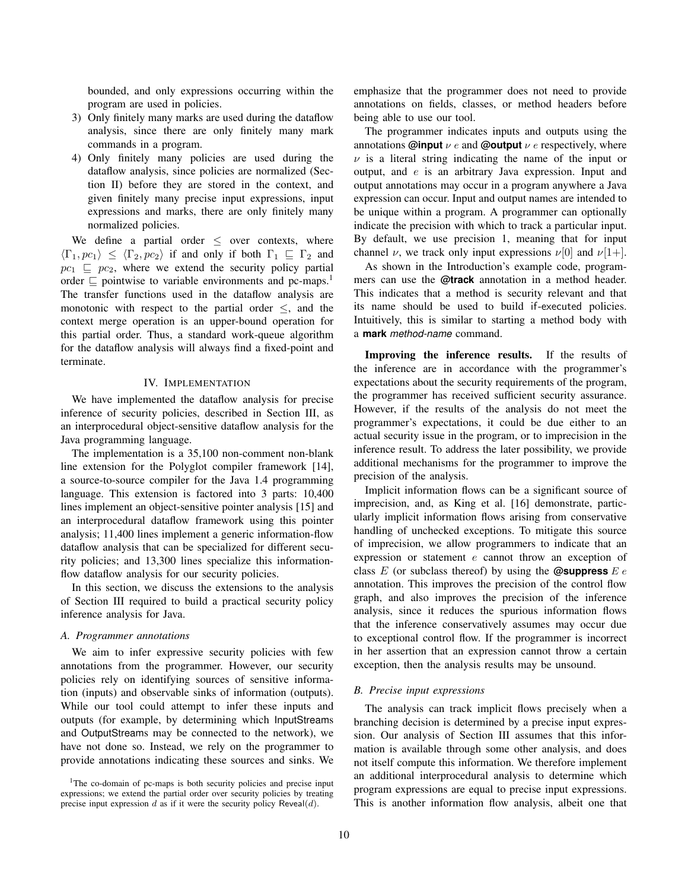bounded, and only expressions occurring within the program are used in policies.

3) Only finitely many marks are used during the dataflow analysis, since there are only finitely many mark commands in a program.
4) Only finitely many policies are used during the dataflow analysis, since policies are normalized (Section II) before they are stored in the context, and given finitely many precise input expressions, input expressions and marks, there are only finitely many normalized policies.

We define a partial order $\leq$ over contexts, where $\langle \Gamma_1, pc_1 \rangle \leq \langle \Gamma_2, pc_2 \rangle$ if and only if both $\Gamma_1 \sqsubseteq \Gamma_2$ and $pc_1 \sqsubseteq pc_2$, where we extend the security policy partial order $\sqsubseteq$ pointwise to variable environments and pc-maps.[1] The transfer functions used in the dataflow analysis are monotonic with respect to the partial order $\leq$, and the context merge operation is an upper-bound operation for this partial order. Thus, a standard work-queue algorithm for the dataflow analysis will always find a fixed-point and terminate.

## IV. Implementation

We have implemented the dataflow analysis for precise inference of security policies, described in Section III, as an interprocedural object-sensitive dataflow analysis for the Java programming language.

The implementation is a 35,100 non-comment non-blank line extension for the Polyglot compiler framework [14], a source-to-source compiler for the Java 1.4 programming language. This extension is factored into 3 parts: 10,400 lines implement an object-sensitive pointer analysis [15] and an interprocedural dataflow framework using this pointer analysis; 11,400 lines implement a generic information-flow dataflow analysis that can be specialized for different security policies; and 13,300 lines specialize this information-flow dataflow analysis for our security policies.

In this section, we discuss the extensions to the analysis of Section III required to build a practical security policy inference analysis for Java.

### A. Programmer annotations

We aim to infer expressive security policies with few annotations from the programmer. However, our security policies rely on identifying sources of sensitive information (inputs) and observable sinks of information (outputs). While our tool could attempt to infer these inputs and outputs (for example, by determining which InputStreams and OutputStreams may be connected to the network), we have not done so. Instead, we rely on the programmer to provide annotations indicating these sources and sinks. We emphasize that the programmer does not need to provide annotations on fields, classes, or method headers before being able to use our tool.

The programmer indicates inputs and outputs using the annotations **@input** $\nu$ $e$ and **@output** $\nu$ $e$ respectively, where $\nu$ is a literal string indicating the name of the input or output, and $e$ is an arbitrary Java expression. Input and output annotations may occur in a program anywhere a Java expression can occur. Input and output names are intended to be unique within a program. A programmer can optionally indicate the precision with which to track a particular input. By default, we use precision 1, meaning that for input channel $\nu$, we track only input expressions $\nu[0]$ and $\nu[1{+}]$.

As shown in the Introduction's example code, programmers can use the **@track** annotation in a method header. This indicates that a method is security relevant and that its name should be used to build if-executed policies. Intuitively, this is similar to starting a method body with a **mark** *method-name* command.

**Improving the inference results.** If the results of the inference are in accordance with the programmer's expectations about the security requirements of the program, the programmer has received sufficient security assurance. However, if the results of the analysis do not meet the programmer's expectations, it could be due either to an actual security issue in the program, or to imprecision in the inference result. To address the later possibility, we provide additional mechanisms for the programmer to improve the precision of the analysis.

Implicit information flows can be a significant source of imprecision, and, as King et al. [16] demonstrate, particularly implicit information flows arising from conservative handling of unchecked exceptions. To mitigate this source of imprecision, we allow programmers to indicate that an expression or statement $e$ cannot throw an exception of class $E$ (or subclass thereof) by using the **@suppress** $E$ $e$ annotation. This improves the precision of the control flow graph, and also improves the precision of the inference analysis, since it reduces the spurious information flows that the inference conservatively assumes may occur due to exceptional control flow. If the programmer is incorrect in her assertion that an expression cannot throw a certain exception, then the analysis results may be unsound.

### B. Precise input expressions

The analysis can track implicit flows precisely when a branching decision is determined by a precise input expression. Our analysis of Section III assumes that this information is available through some other analysis, and does not itself compute this information. We therefore implement an additional interprocedural analysis to determine which program expressions are equal to precise input expressions. This is another information flow analysis, albeit one that

[1] The co-domain of pc-maps is both security policies and precise input expressions; we extend the partial order over security policies by treating precise input expression $d$ as if it were the security policy Reveal($d$).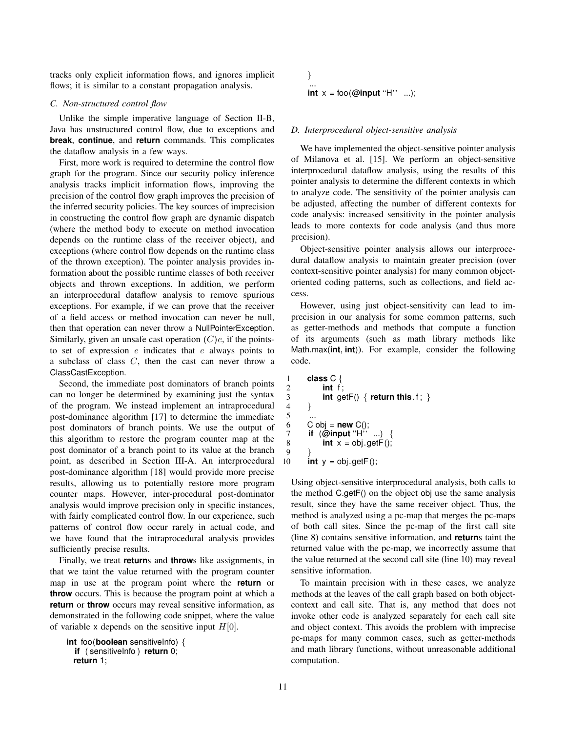tracks only explicit information flows, and ignores implicit flows; it is similar to a constant propagation analysis.

### C. Non-structured control flow

Unlike the simple imperative language of Section II-B, Java has unstructured control flow, due to exceptions and **break**, **continue**, and **return** commands. This complicates the dataflow analysis in a few ways.

First, more work is required to determine the control flow graph for the program. Since our security policy inference analysis tracks implicit information flows, improving the precision of the control flow graph improves the precision of the inferred security policies. The key sources of imprecision in constructing the control flow graph are dynamic dispatch (where the method body to execute on method invocation depends on the runtime class of the receiver object), and exceptions (where control flow depends on the runtime class of the thrown exception). The pointer analysis provides information about the possible runtime classes of both receiver objects and thrown exceptions. In addition, we perform an interprocedural dataflow analysis to remove spurious exceptions. For example, if we can prove that the receiver of a field access or method invocation can never be null, then that operation can never throw a NullPointerException. Similarly, given an unsafe cast operation $(C)e$, if the points-to set of expression $e$ indicates that $e$ always points to a subclass of class $C$, then the cast can never throw a ClassCastException.

Second, the immediate post dominators of branch points can no longer be determined by examining just the syntax of the program. We instead implement an intraprocedural post-dominance algorithm [17] to determine the immediate post dominators of branch points. We use the output of this algorithm to restore the program counter map at the post dominator of a branch point to its value at the branch point, as described in Section III-A. An interprocedural post-dominance algorithm [18] would provide more precise results, allowing us to potentially restore more program counter maps. However, inter-procedural post-dominator analysis would improve precision only in specific instances, with fairly complicated control flow. In our experience, such patterns of control flow occur rarely in actual code, and we have found that the intraprocedural analysis provides sufficiently precise results.

Finally, we treat **return**s and **throw**s like assignments, in that we taint the value returned with the program counter map in use at the program point where the **return** or **throw** occurs. This is because the program point at which a **return** or **throw** occurs may reveal sensitive information, as demonstrated in the following code snippet, where the value of variable x depends on the sensitive input $H[0]$.

```
int foo(boolean sensitiveInfo) {
  if ( sensitiveInfo ) return 0;
  return 1;
}
...
int x = foo(@input "H" ...);
```

### D. Interprocedural object-sensitive analysis

We have implemented the object-sensitive pointer analysis of Milanova et al. [15]. We perform an object-sensitive interprocedural dataflow analysis, using the results of this pointer analysis to determine the different contexts in which to analyze code. The sensitivity of the pointer analysis can be adjusted, affecting the number of different contexts for code analysis: increased sensitivity in the pointer analysis leads to more contexts for code analysis (and thus more precision).

Object-sensitive pointer analysis allows our interprocedural dataflow analysis to maintain greater precision (over context-sensitive pointer analysis) for many common object-oriented coding patterns, such as collections, and field access.

However, using just object-sensitivity can lead to imprecision in our analysis for some common patterns, such as getter-methods and methods that compute a function of its arguments (such as math library methods like Math.max(**int**, **int**)). For example, consider the following code.

```
1   class C {
2       int f;
3       int getF() { return this.f; }
4   }
5   ...
6   C obj = new C();
7   if (@input "H" ...) {
8       int x = obj.getF();
9   }
10  int y = obj.getF();
```

Using object-sensitive interprocedural analysis, both calls to the method C.getF() on the object obj use the same analysis result, since they have the same receiver object. Thus, the method is analyzed using a pc-map that merges the pc-maps of both call sites. Since the pc-map of the first call site (line 8) contains sensitive information, and **return**s taint the returned value with the pc-map, we incorrectly assume that the value returned at the second call site (line 10) may reveal sensitive information.

To maintain precision with in these cases, we analyze methods at the leaves of the call graph based on both object-context and call site. That is, any method that does not invoke other code is analyzed separately for each call site and object context. This avoids the problem with imprecise pc-maps for many common cases, such as getter-methods and math library functions, without unreasonable additional computation.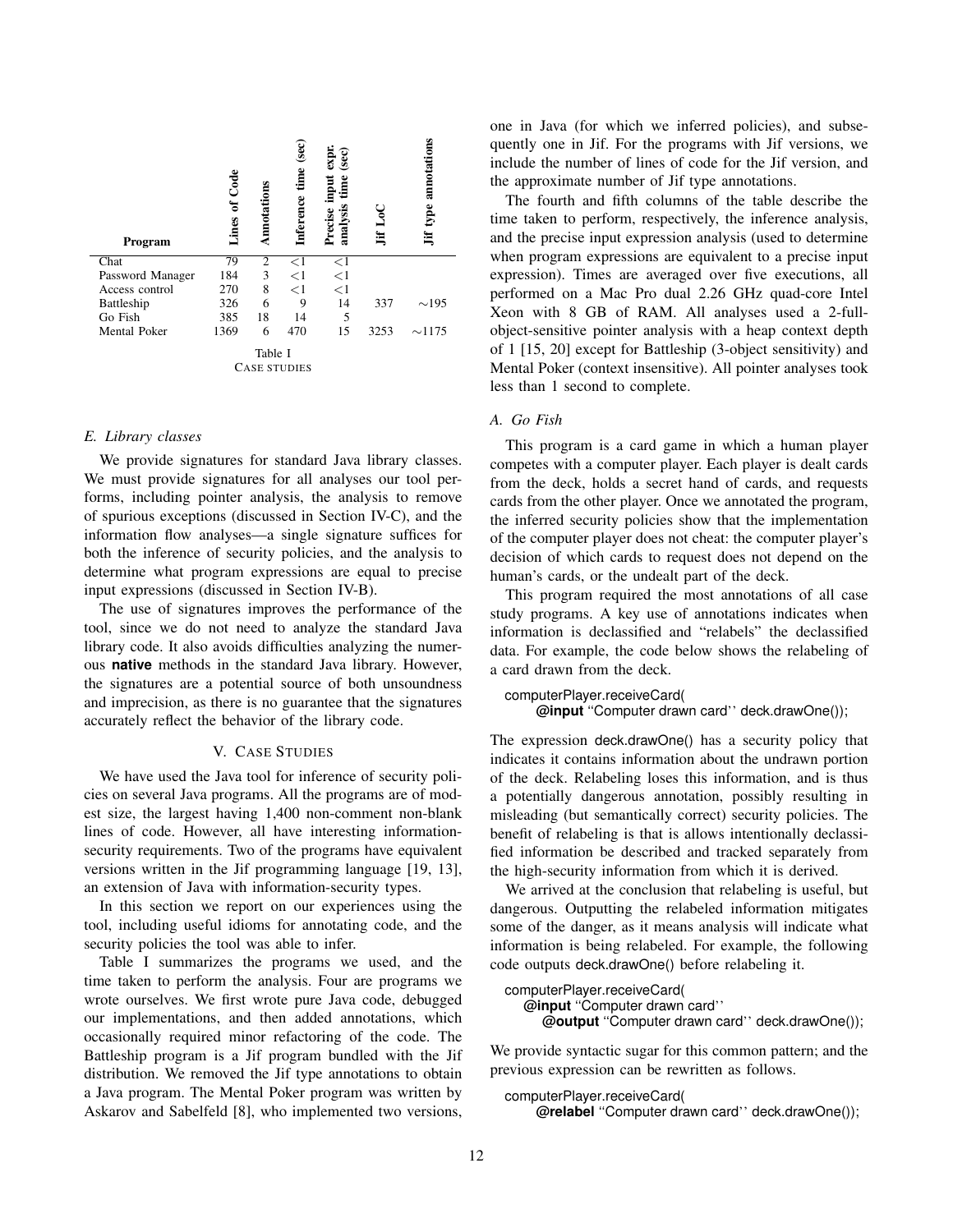| Program | Lines of Code | Annotations | Inference time (sec) | Precise input expr. analysis time (sec) | Jif LoC | Jif type annotations |
|---|---|---|---|---|---|---|
| Chat | 79 | 2 | <1 | <1 | | |
| Password Manager | 184 | 3 | <1 | <1 | | |
| Access control | 270 | 8 | <1 | <1 | | |
| Battleship | 326 | 6 | 9 | 14 | 337 | ∼195 |
| Go Fish | 385 | 18 | 14 | 5 | | |
| Mental Poker | 1369 | 6 | 470 | 15 | 3253 | ∼1175 |

Table I
CASE STUDIES

### E. Library classes

We provide signatures for standard Java library classes. We must provide signatures for all analyses our tool performs, including pointer analysis, the analysis to remove of spurious exceptions (discussed in Section IV-C), and the information flow analyses—a single signature suffices for both the inference of security policies, and the analysis to determine what program expressions are equal to precise input expressions (discussed in Section IV-B).

The use of signatures improves the performance of the tool, since we do not need to analyze the standard Java library code. It also avoids difficulties analyzing the numerous **native** methods in the standard Java library. However, the signatures are a potential source of both unsoundness and imprecision, as there is no guarantee that the signatures accurately reflect the behavior of the library code.

## V. Case Studies

We have used the Java tool for inference of security policies on several Java programs. All the programs are of modest size, the largest having 1,400 non-comment non-blank lines of code. However, all have interesting information-security requirements. Two of the programs have equivalent versions written in the Jif programming language [19, 13], an extension of Java with information-security types.

In this section we report on our experiences using the tool, including useful idioms for annotating code, and the security policies the tool was able to infer.

Table I summarizes the programs we used, and the time taken to perform the analysis. Four are programs we wrote ourselves. We first wrote pure Java code, debugged our implementations, and then added annotations, which occasionally required minor refactoring of the code. The Battleship program is a Jif program bundled with the Jif distribution. We removed the Jif type annotations to obtain a Java program. The Mental Poker program was written by Askarov and Sabelfeld [8], who implemented two versions, one in Java (for which we inferred policies), and subsequently one in Jif. For the programs with Jif versions, we include the number of lines of code for the Jif version, and the approximate number of Jif type annotations.

The fourth and fifth columns of the table describe the time taken to perform, respectively, the inference analysis, and the precise input expression analysis (used to determine when program expressions are equivalent to a precise input expression). Times are averaged over five executions, all performed on a Mac Pro dual 2.26 GHz quad-core Intel Xeon with 8 GB of RAM. All analyses used a 2-full-object-sensitive pointer analysis with a heap context depth of 1 [15, 20] except for Battleship (3-object sensitivity) and Mental Poker (context insensitive). All pointer analyses took less than 1 second to complete.

### A. Go Fish

This program is a card game in which a human player competes with a computer player. Each player is dealt cards from the deck, holds a secret hand of cards, and requests cards from the other player. Once we annotated the program, the inferred security policies show that the implementation of the computer player does not cheat: the computer player's decision of which cards to request does not depend on the human's cards, or the undealt part of the deck.

This program required the most annotations of all case study programs. A key use of annotations indicates when information is declassified and "relabels" the declassified data. For example, the code below shows the relabeling of a card drawn from the deck.

```
computerPlayer.receiveCard(
    @input ''Computer drawn card'' deck.drawOne());
```

The expression deck.drawOne() has a security policy that indicates it contains information about the undrawn portion of the deck. Relabeling loses this information, and is thus a potentially dangerous annotation, possibly resulting in misleading (but semantically correct) security policies. The benefit of relabeling is that is allows intentionally declassified information be described and tracked separately from the high-security information from which it is derived.

We arrived at the conclusion that relabeling is useful, but dangerous. Outputting the relabeled information mitigates some of the danger, as it means analysis will indicate what information is being relabeled. For example, the following code outputs deck.drawOne() before relabeling it.

```
computerPlayer.receiveCard(
  @input ''Computer drawn card''
    @output ''Computer drawn card'' deck.drawOne());
```

We provide syntactic sugar for this common pattern; and the previous expression can be rewritten as follows.

```
computerPlayer.receiveCard(
    @relabel ''Computer drawn card'' deck.drawOne());
```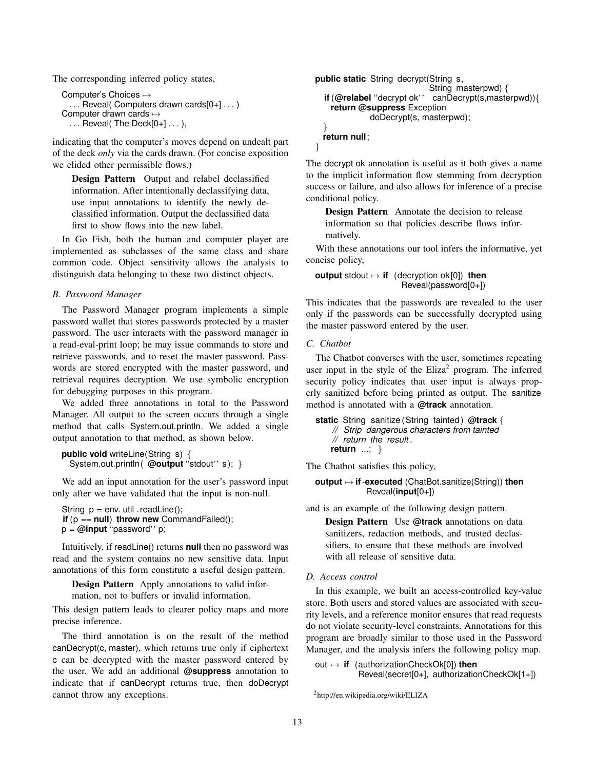The corresponding inferred policy states,

```
Computer's Choices ↦
  . . . Reveal( Computers drawn cards[0+] . . . )
Computer drawn cards ↦
  . . . Reveal( The Deck[0+] . . . ),
```

indicating that the computer's moves depend on undealt part of the deck *only* via the cards drawn. (For concise exposition we elided other permissible flows.)

> **Design Pattern** Output and relabel declassified information. After intentionally declassifying data, use input annotations to identify the newly declassified information. Output the declassified data first to show flows into the new label.

In Go Fish, both the human and computer player are implemented as subclasses of the same class and share common code. Object sensitivity allows the analysis to distinguish data belonging to these two distinct objects.

### *B. Password Manager*

The Password Manager program implements a simple password wallet that stores passwords protected by a master password. The user interacts with the password manager in a read-eval-print loop; he may issue commands to store and retrieve passwords, and to reset the master password. Passwords are stored encrypted with the master password, and retrieval requires decryption. We use symbolic encryption for debugging purposes in this program.

We added three annotations in total to the Password Manager. All output to the screen occurs through a single method that calls System.out.println. We added a single output annotation to that method, as shown below.

```
public void writeLine(String s) {
  System.out.println( @output "stdout" s); }
```

We add an input annotation for the user's password input only after we have validated that the input is non-null.

```
String p = env.util.readLine();
if (p == null) throw new CommandFailed();
p = @input "password" p;
```

Intuitively, if readLine() returns **null** then no password was read and the system contains no new sensitive data. Input annotations of this form constitute a useful design pattern.

> **Design Pattern** Apply annotations to valid information, not to buffers or invalid information.

This design pattern leads to clearer policy maps and more precise inference.

The third annotation is on the result of the method canDecrypt(c, master), which returns true only if ciphertext c can be decrypted with the master password entered by the user. We add an additional **@suppress** annotation to indicate that if canDecrypt returns true, then doDecrypt cannot throw any exceptions.

```
public static String decrypt(String s,
                             String masterpwd) {
  if (@relabel "decrypt ok" canDecrypt(s,masterpwd)){
    return @suppress Exception
              doDecrypt(s, masterpwd);
  }
  return null;
}
```

The decrypt ok annotation is useful as it both gives a name to the implicit information flow stemming from decryption success or failure, and also allows for inference of a precise conditional policy.

> **Design Pattern** Annotate the decision to release information so that policies describe flows informatively.

With these annotations our tool infers the informative, yet concise policy,

```
output stdout ↦ if (decryption ok[0]) then
                    Reveal(password[0+])
```

This indicates that the passwords are revealed to the user only if the passwords can be successfully decrypted using the master password entered by the user.

### *C. Chatbot*

The Chatbot converses with the user, sometimes repeating user input in the style of the Eliza[2] program. The inferred security policy indicates that user input is always properly sanitized before being printed as output. The sanitize method is annotated with a **@track** annotation.

```
static String sanitize(String tainted) @track {
   // Strip dangerous characters from tainted
   // return the result.
   return ...; }
```

The Chatbot satisfies this policy,

```
output ↦ if-executed (ChatBot.sanitize(String)) then
            Reveal(input[0+])
```

and is an example of the following design pattern.

> **Design Pattern** Use **@track** annotations on data sanitizers, redaction methods, and trusted declassifiers, to ensure that these methods are involved with all release of sensitive data.

### *D. Access control*

In this example, we built an access-controlled key-value store. Both users and stored values are associated with security levels, and a reference monitor ensures that read requests do not violate security-level constraints. Annotations for this program are broadly similar to those used in the Password Manager, and the analysis infers the following policy map.

```
out ↦ if (authorizationCheckOk[0]) then
         Reveal(secret[0+], authorizationCheckOk[1+])
```

[2] http://en.wikipedia.org/wiki/ELIZA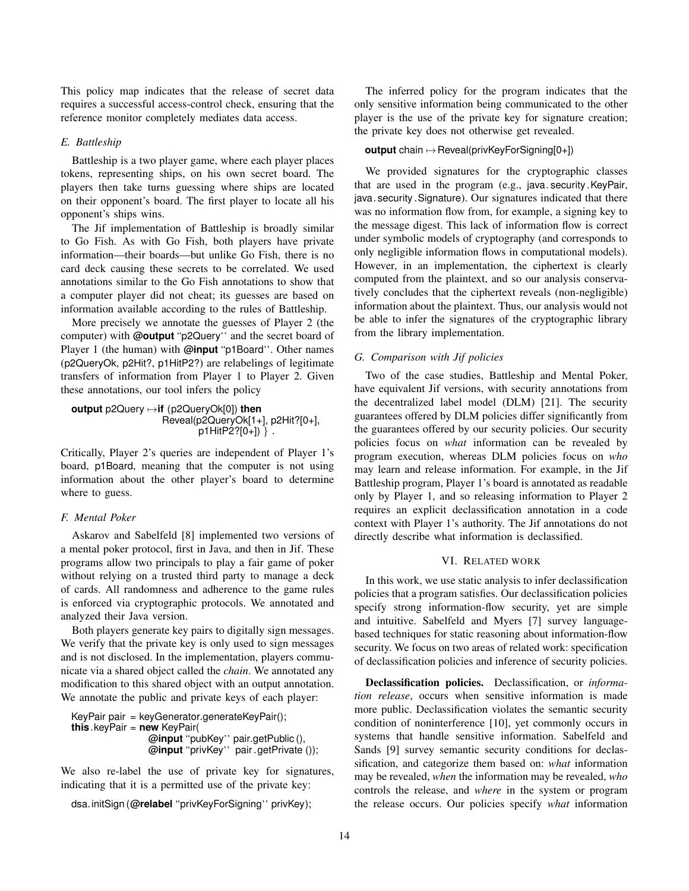This policy map indicates that the release of secret data requires a successful access-control check, ensuring that the reference monitor completely mediates data access.

### E. Battleship

Battleship is a two player game, where each player places tokens, representing ships, on his own secret board. The players then take turns guessing where ships are located on their opponent's board. The first player to locate all his opponent's ships wins.

The Jif implementation of Battleship is broadly similar to Go Fish. As with Go Fish, both players have private information—their boards—but unlike Go Fish, there is no card deck causing these secrets to be correlated. We used annotations similar to the Go Fish annotations to show that a computer player did not cheat; its guesses are based on information available according to the rules of Battleship.

More precisely we annotate the guesses of Player 2 (the computer) with **@output** "p2Query" and the secret board of Player 1 (the human) with **@input** "p1Board". Other names (p2QueryOk, p2Hit?, p1HitP2?) are relabelings of legitimate transfers of information from Player 1 to Player 2. Given these annotations, our tool infers the policy

```
output p2Query ↦ if (p2QueryOk[0]) then
                   Reveal(p2QueryOk[1+], p2Hit?[0+],
                          p1HitP2?[0+]) } .
```

Critically, Player 2's queries are independent of Player 1's board, p1Board, meaning that the computer is not using information about the other player's board to determine where to guess.

### F. Mental Poker

Askarov and Sabelfeld [8] implemented two versions of a mental poker protocol, first in Java, and then in Jif. These programs allow two principals to play a fair game of poker without relying on a trusted third party to manage a deck of cards. All randomness and adherence to the game rules is enforced via cryptographic protocols. We annotated and analyzed their Java version.

Both players generate key pairs to digitally sign messages. We verify that the private key is only used to sign messages and is not disclosed. In the implementation, players communicate via a shared object called the *chain*. We annotated any modification to this shared object with an output annotation. We annotate the public and private keys of each player:

```
KeyPair pair = keyGenerator.generateKeyPair();
this.keyPair = new KeyPair(
                  @input "pubKey" pair.getPublic(),
                  @input "privKey" pair.getPrivate());
```

We also re-label the use of private key for signatures, indicating that it is a permitted use of the private key:

```
dsa.initSign(@relabel "privKeyForSigning" privKey);
```

The inferred policy for the program indicates that the only sensitive information being communicated to the other player is the use of the private key for signature creation; the private key does not otherwise get revealed.

```
output chain ↦ Reveal(privKeyForSigning[0+])
```

We provided signatures for the cryptographic classes that are used in the program (e.g., java.security.KeyPair, java.security.Signature). Our signatures indicated that there was no information flow from, for example, a signing key to the message digest. This lack of information flow is correct under symbolic models of cryptography (and corresponds to only negligible information flows in computational models). However, in an implementation, the ciphertext is clearly computed from the plaintext, and so our analysis conservatively concludes that the ciphertext reveals (non-negligible) information about the plaintext. Thus, our analysis would not be able to infer the signatures of the cryptographic library from the library implementation.

### G. Comparison with Jif policies

Two of the case studies, Battleship and Mental Poker, have equivalent Jif versions, with security annotations from the decentralized label model (DLM) [21]. The security guarantees offered by DLM policies differ significantly from the guarantees offered by our security policies. Our security policies focus on *what* information can be revealed by program execution, whereas DLM policies focus on *who* may learn and release information. For example, in the Jif Battleship program, Player 1's board is annotated as readable only by Player 1, and so releasing information to Player 2 requires an explicit declassification annotation in a code context with Player 1's authority. The Jif annotations do not directly describe what information is declassified.

## VI. Related work

In this work, we use static analysis to infer declassification policies that a program satisfies. Our declassification policies specify strong information-flow security, yet are simple and intuitive. Sabelfeld and Myers [7] survey language-based techniques for static reasoning about information-flow security. We focus on two areas of related work: specification of declassification policies and inference of security policies.

**Declassification policies.** Declassification, or *information release*, occurs when sensitive information is made more public. Declassification violates the semantic security condition of noninterference [10], yet commonly occurs in systems that handle sensitive information. Sabelfeld and Sands [9] survey semantic security conditions for declassification, and categorize them based on: *what* information may be revealed, *when* the information may be revealed, *who* controls the release, and *where* in the system or program the release occurs. Our policies specify *what* information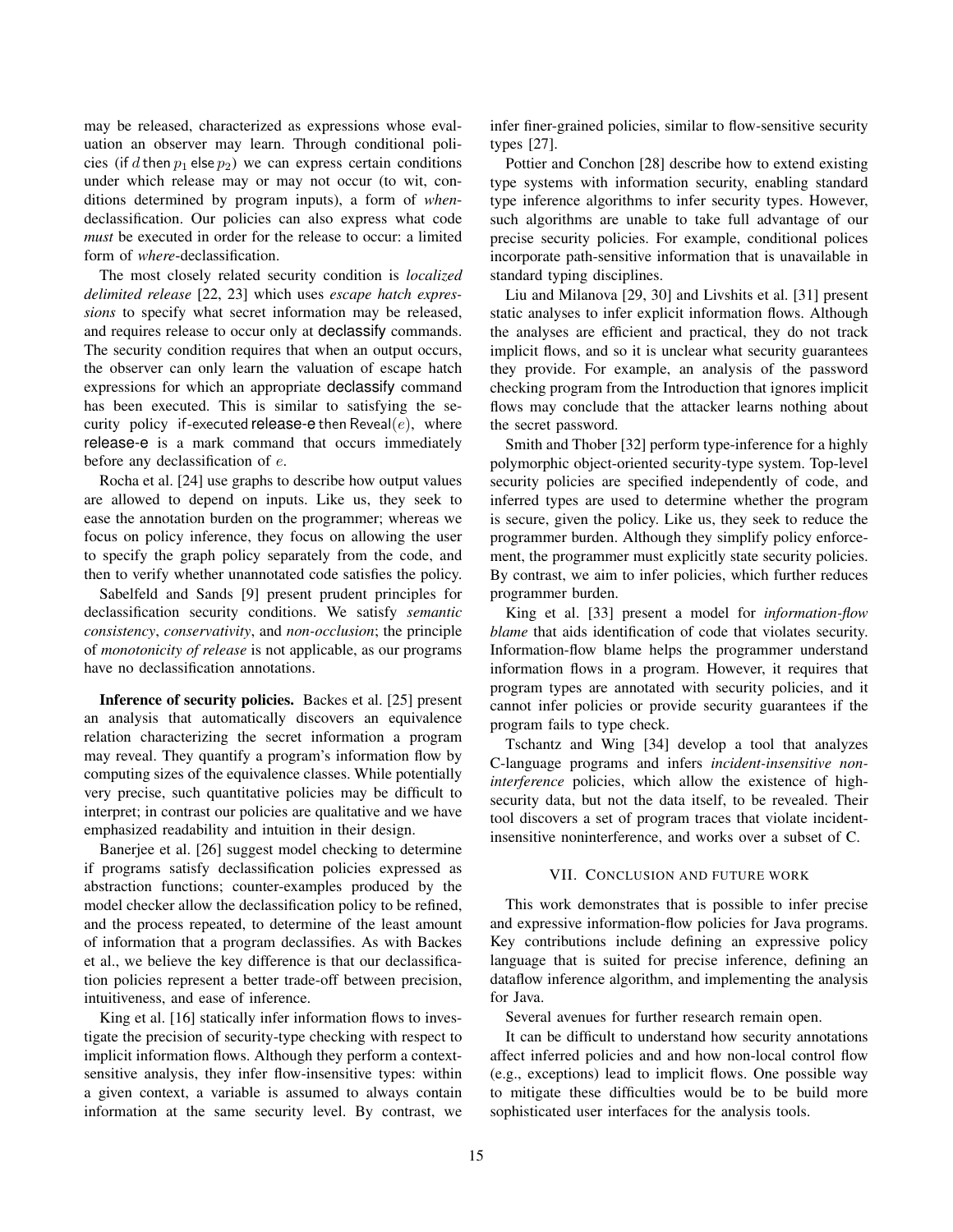may be released, characterized as expressions whose evaluation an observer may learn. Through conditional policies (if $d$ then $p_1$ else $p_2$) we can express certain conditions under which release may or may not occur (to wit, conditions determined by program inputs), a form of *when*-declassification. Our policies can also express what code *must* be executed in order for the release to occur: a limited form of *where*-declassification.

The most closely related security condition is *localized delimited release* [22, 23] which uses *escape hatch expressions* to specify what secret information may be released, and requires release to occur only at declassify commands. The security condition requires that when an output occurs, the observer can only learn the valuation of escape hatch expressions for which an appropriate declassify command has been executed. This is similar to satisfying the security policy if-executed release-e then Reveal($e$), where release-e is a mark command that occurs immediately before any declassification of $e$.

Rocha et al. [24] use graphs to describe how output values are allowed to depend on inputs. Like us, they seek to ease the annotation burden on the programmer; whereas we focus on policy inference, they focus on allowing the user to specify the graph policy separately from the code, and then to verify whether unannotated code satisfies the policy.

Sabelfeld and Sands [9] present prudent principles for declassification security conditions. We satisfy *semantic consistency*, *conservativity*, and *non-occlusion*; the principle of *monotonicity of release* is not applicable, as our programs have no declassification annotations.

**Inference of security policies.** Backes et al. [25] present an analysis that automatically discovers an equivalence relation characterizing the secret information a program may reveal. They quantify a program's information flow by computing sizes of the equivalence classes. While potentially very precise, such quantitative policies may be difficult to interpret; in contrast our policies are qualitative and we have emphasized readability and intuition in their design.

Banerjee et al. [26] suggest model checking to determine if programs satisfy declassification policies expressed as abstraction functions; counter-examples produced by the model checker allow the declassification policy to be refined, and the process repeated, to determine of the least amount of information that a program declassifies. As with Backes et al., we believe the key difference is that our declassification policies represent a better trade-off between precision, intuitiveness, and ease of inference.

King et al. [16] statically infer information flows to investigate the precision of security-type checking with respect to implicit information flows. Although they perform a context-sensitive analysis, they infer flow-insensitive types: within a given context, a variable is assumed to always contain information at the same security level. By contrast, we infer finer-grained policies, similar to flow-sensitive security types [27].

Pottier and Conchon [28] describe how to extend existing type systems with information security, enabling standard type inference algorithms to infer security types. However, such algorithms are unable to take full advantage of our precise security policies. For example, conditional polices incorporate path-sensitive information that is unavailable in standard typing disciplines.

Liu and Milanova [29, 30] and Livshits et al. [31] present static analyses to infer explicit information flows. Although the analyses are efficient and practical, they do not track implicit flows, and so it is unclear what security guarantees they provide. For example, an analysis of the password checking program from the Introduction that ignores implicit flows may conclude that the attacker learns nothing about the secret password.

Smith and Thober [32] perform type-inference for a highly polymorphic object-oriented security-type system. Top-level security policies are specified independently of code, and inferred types are used to determine whether the program is secure, given the policy. Like us, they seek to reduce the programmer burden. Although they simplify policy enforcement, the programmer must explicitly state security policies. By contrast, we aim to infer policies, which further reduces programmer burden.

King et al. [33] present a model for *information-flow blame* that aids identification of code that violates security. Information-flow blame helps the programmer understand information flows in a program. However, it requires that program types are annotated with security policies, and it cannot infer policies or provide security guarantees if the program fails to type check.

Tschantz and Wing [34] develop a tool that analyzes C-language programs and infers *incident-insensitive noninterference* policies, which allow the existence of high-security data, but not the data itself, to be revealed. Their tool discovers a set of program traces that violate incident-insensitive noninterference, and works over a subset of C.

## VII. Conclusion and future work

This work demonstrates that is possible to infer precise and expressive information-flow policies for Java programs. Key contributions include defining an expressive policy language that is suited for precise inference, defining an dataflow inference algorithm, and implementing the analysis for Java.

Several avenues for further research remain open.

It can be difficult to understand how security annotations affect inferred policies and and how non-local control flow (e.g., exceptions) lead to implicit flows. One possible way to mitigate these difficulties would be to be build more sophisticated user interfaces for the analysis tools.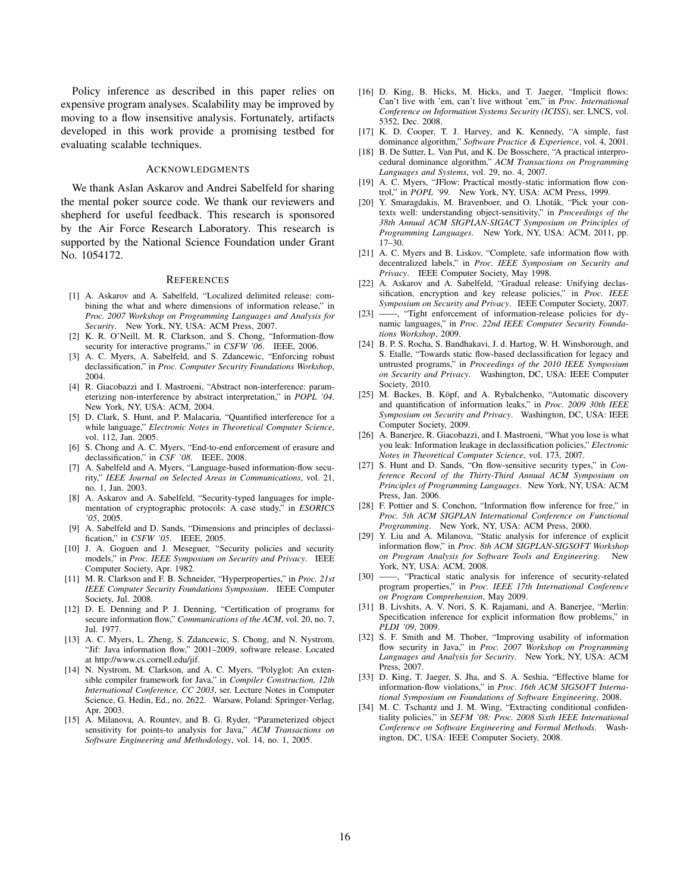Policy inference as described in this paper relies on expensive program analyses. Scalability may be improved by moving to a flow insensitive analysis. Fortunately, artifacts developed in this work provide a promising testbed for evaluating scalable techniques.

## Acknowledgments

We thank Aslan Askarov and Andrei Sabelfeld for sharing the mental poker source code. We thank our reviewers and shepherd for useful feedback. This research is sponsored by the Air Force Research Laboratory. This research is supported by the National Science Foundation under Grant No. 1054172.

## References

[1] A. Askarov and A. Sabelfeld, "Localized delimited release: combining the what and where dimensions of information release," in *Proc. 2007 Workshop on Programming Languages and Analysis for Security*. New York, NY, USA: ACM Press, 2007.

[2] K. R. O'Neill, M. R. Clarkson, and S. Chong, "Information-flow security for interactive programs," in *CSFW '06*. IEEE, 2006.

[3] A. C. Myers, A. Sabelfeld, and S. Zdancewic, "Enforcing robust declassification," in *Proc. Computer Security Foundations Workshop*, 2004.

[4] R. Giacobazzi and I. Mastroeni, "Abstract non-interference: parameterizing non-interference by abstract interpretation," in *POPL '04*. New York, NY, USA: ACM, 2004.

[5] D. Clark, S. Hunt, and P. Malacaria, "Quantified interference for a while language," *Electronic Notes in Theoretical Computer Science*, vol. 112, Jan. 2005.

[6] S. Chong and A. C. Myers, "End-to-end enforcement of erasure and declassification," in *CSF '08*. IEEE, 2008.

[7] A. Sabelfeld and A. Myers, "Language-based information-flow security," *IEEE Journal on Selected Areas in Communications*, vol. 21, no. 1, Jan. 2003.

[8] A. Askarov and A. Sabelfeld, "Security-typed languages for implementation of cryptographic protocols: A case study," in *ESORICS '05*, 2005.

[9] A. Sabelfeld and D. Sands, "Dimensions and principles of declassification," in *CSFW '05*. IEEE, 2005.

[10] J. A. Goguen and J. Meseguer, "Security policies and security models," in *Proc. IEEE Symposium on Security and Privacy*. IEEE Computer Society, Apr. 1982.

[11] M. R. Clarkson and F. B. Schneider, "Hyperproperties," in *Proc. 21st IEEE Computer Security Foundations Symposium*. IEEE Computer Society, Jul. 2008.

[12] D. E. Denning and P. J. Denning, "Certification of programs for secure information flow," *Communications of the ACM*, vol. 20, no. 7, Jul. 1977.

[13] A. C. Myers, L. Zheng, S. Zdancewic, S. Chong, and N. Nystrom, "Jif: Java information flow," 2001–2009, software release. Located at http://www.cs.cornell.edu/jif.

[14] N. Nystrom, M. Clarkson, and A. C. Myers, "Polyglot: An extensible compiler framework for Java," in *Compiler Construction, 12th International Conference, CC 2003*, ser. Lecture Notes in Computer Science, G. Hedin, Ed., no. 2622. Warsaw, Poland: Springer-Verlag, Apr. 2003.

[15] A. Milanova, A. Rountev, and B. G. Ryder, "Parameterized object sensitivity for points-to analysis for Java," *ACM Transactions on Software Engineering and Methodology*, vol. 14, no. 1, 2005.

[16] D. King, B. Hicks, M. Hicks, and T. Jaeger, "Implicit flows: Can't live with 'em, can't live without 'em," in *Proc. International Conference on Information Systems Security (ICISS)*, ser. LNCS, vol. 5352, Dec. 2008.

[17] K. D. Cooper, T. J. Harvey, and K. Kennedy, "A simple, fast dominance algorithm," *Software Practice & Experience*, vol. 4, 2001.

[18] B. De Sutter, L. Van Put, and K. De Bosschere, "A practical interprocedural dominance algorithm," *ACM Transactions on Programming Languages and Systems*, vol. 29, no. 4, 2007.

[19] A. C. Myers, "JFlow: Practical mostly-static information flow control," in *POPL '99*. New York, NY, USA: ACM Press, 1999.

[20] Y. Smaragdakis, M. Bravenboer, and O. Lhoták, "Pick your contexts well: understanding object-sensitivity," in *Proceedings of the 38th Annual ACM SIGPLAN-SIGACT Symposium on Principles of Programming Languages*. New York, NY, USA: ACM, 2011, pp. 17–30.

[21] A. C. Myers and B. Liskov, "Complete, safe information flow with decentralized labels," in *Proc. IEEE Symposium on Security and Privacy*. IEEE Computer Society, May 1998.

[22] A. Askarov and A. Sabelfeld, "Gradual release: Unifying declassification, encryption and key release policies," in *Proc. IEEE Symposium on Security and Privacy*. IEEE Computer Society, 2007.

[23] ——, "Tight enforcement of information-release policies for dynamic languages," in *Proc. 22nd IEEE Computer Security Foundations Workshop*, 2009.

[24] B. P. S. Rocha, S. Bandhakavi, J. d. Hartog, W. H. Winsborough, and S. Etalle, "Towards static flow-based declassification for legacy and untrusted programs," in *Proceedings of the 2010 IEEE Symposium on Security and Privacy*. Washington, DC, USA: IEEE Computer Society, 2010.

[25] M. Backes, B. Köpf, and A. Rybalchenko, "Automatic discovery and quantification of information leaks," in *Proc. 2009 30th IEEE Symposium on Security and Privacy*. Washington, DC, USA: IEEE Computer Society, 2009.

[26] A. Banerjee, R. Giacobazzi, and I. Mastroeni, "What you lose is what you leak: Information leakage in declassification policies," *Electronic Notes in Theoretical Computer Science*, vol. 173, 2007.

[27] S. Hunt and D. Sands, "On flow-sensitive security types," in *Conference Record of the Thirty-Third Annual ACM Symposium on Principles of Programming Languages*. New York, NY, USA: ACM Press, Jan. 2006.

[28] F. Pottier and S. Conchon, "Information flow inference for free," in *Proc. 5th ACM SIGPLAN International Conference on Functional Programming*. New York, NY, USA: ACM Press, 2000.

[29] Y. Liu and A. Milanova, "Static analysis for inference of explicit information flow," in *Proc. 8th ACM SIGPLAN-SIGSOFT Workshop on Program Analysis for Software Tools and Engineering*. New York, NY, USA: ACM, 2008.

[30] ——, "Practical static analysis for inference of security-related program properties," in *Proc. IEEE 17th International Conference on Program Comprehension*, May 2009.

[31] B. Livshits, A. V. Nori, S. K. Rajamani, and A. Banerjee, "Merlin: Specification inference for explicit information flow problems," in *PLDI '09*, 2009.

[32] S. F. Smith and M. Thober, "Improving usability of information flow security in Java," in *Proc. 2007 Workshop on Programming Languages and Analysis for Security*. New York, NY, USA: ACM Press, 2007.

[33] D. King, T. Jaeger, S. Jha, and S. A. Seshia, "Effective blame for information-flow violations," in *Proc. 16th ACM SIGSOFT International Symposium on Foundations of Software Engineering*, 2008.

[34] M. C. Tschantz and J. M. Wing, "Extracting conditional confidentiality policies," in *SEFM '08: Proc. 2008 Sixth IEEE International Conference on Software Engineering and Formal Methods*. Washington, DC, USA: IEEE Computer Society, 2008.